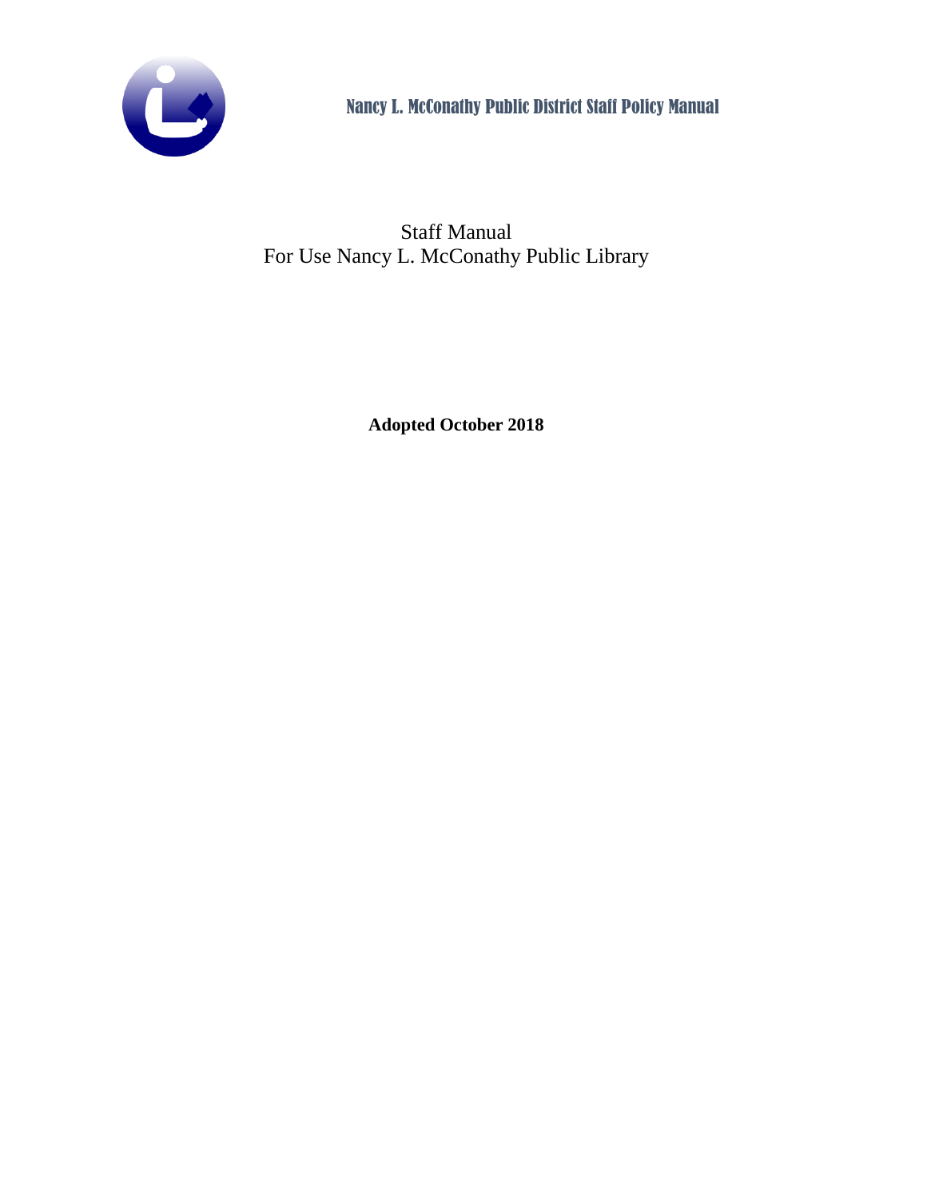# Nancy L. McConathy Public District Staff Policy Manual

Staff Manual
For Use Nancy L. McConathy Public Library

**Adopted October 2018**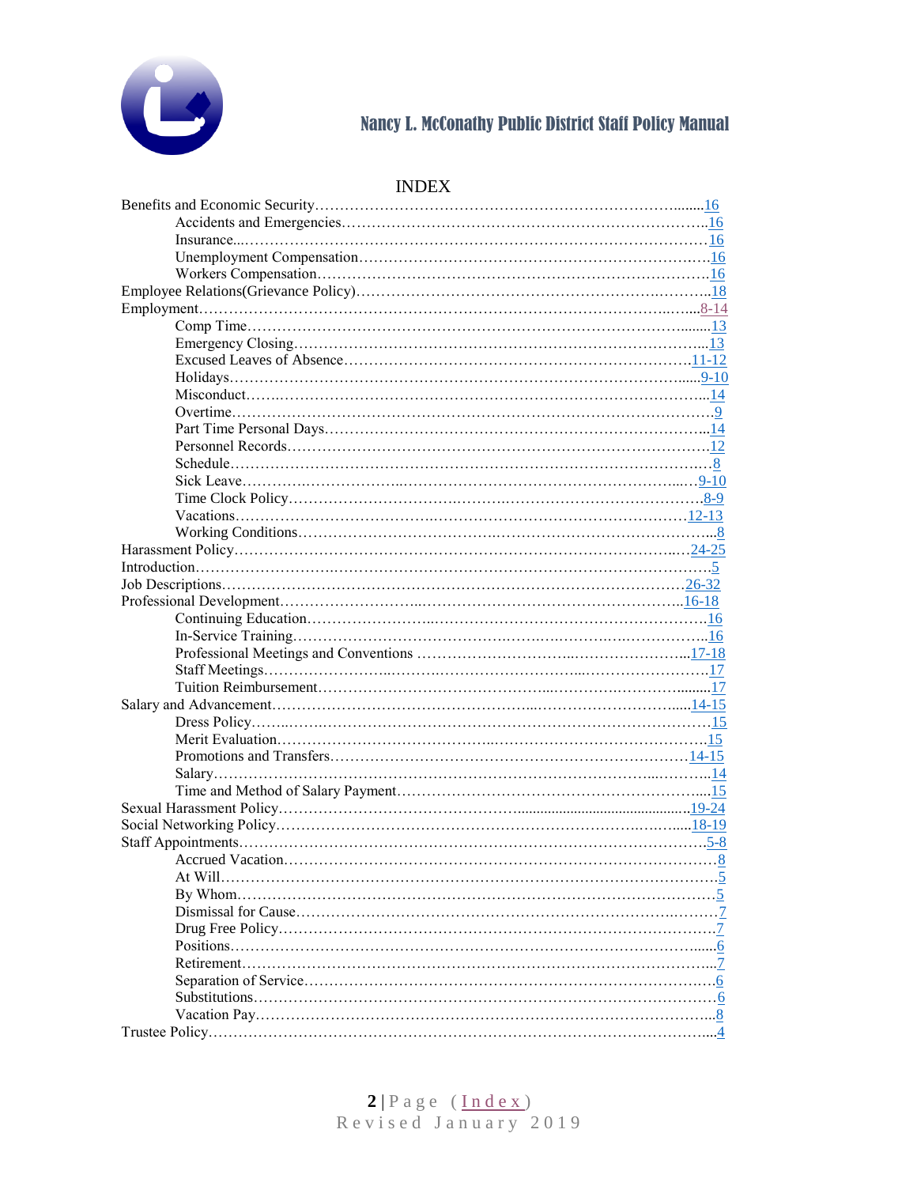# INDEX

- Benefits and Economic Security……16
  - Accidents and Emergencies……16
  - Insurance……16
  - Unemployment Compensation……16
  - Workers Compensation……16
- Employee Relations(Grievance Policy)……18
- Employment……8-14
  - Comp Time……13
  - Emergency Closing……13
  - Excused Leaves of Absence……11-12
  - Holidays……9-10
  - Misconduct……14
  - Overtime……9
  - Part Time Personal Days……14
  - Personnel Records……12
  - Schedule……8
  - Sick Leave……9-10
  - Time Clock Policy……8-9
  - Vacations……12-13
  - Working Conditions……8
- Harassment Policy……24-25
- Introduction……5
- Job Descriptions……26-32
- Professional Development……16-18
  - Continuing Education……16
  - In-Service Training……16
  - Professional Meetings and Conventions……17-18
  - Staff Meetings……17
  - Tuition Reimbursement……17
- Salary and Advancement……14-15
  - Dress Policy……15
  - Merit Evaluation……15
  - Promotions and Transfers……14-15
  - Salary……14
  - Time and Method of Salary Payment……15
- Sexual Harassment Policy……19-24
- Social Networking Policy……18-19
- Staff Appointments……5-8
  - Accrued Vacation……8
  - At Will……5
  - By Whom……5
  - Dismissal for Cause……7
  - Drug Free Policy……7
  - Positions……6
  - Retirement……7
  - Separation of Service……6
  - Substitutions……6
  - Vacation Pay……8
- Trustee Policy……4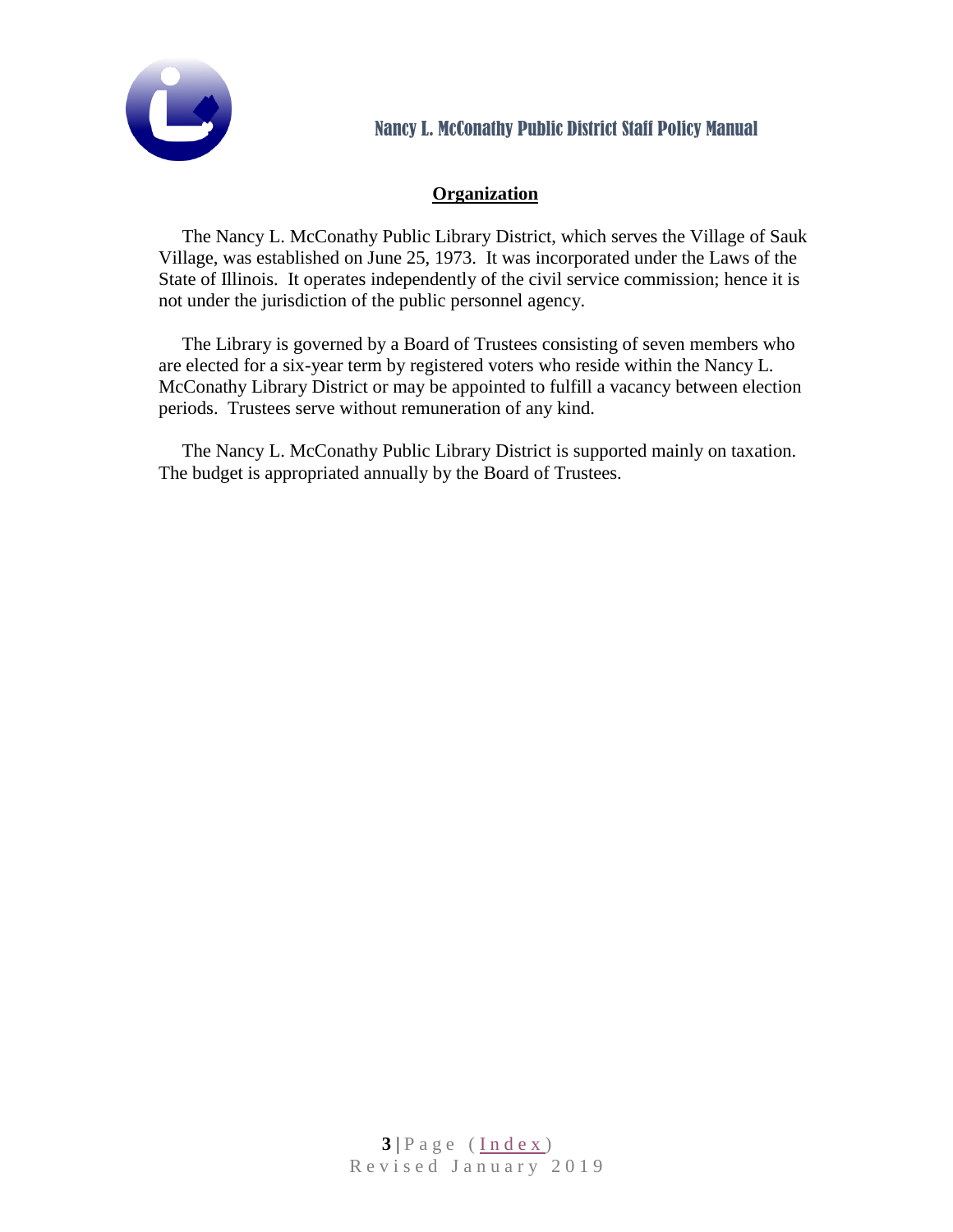## Organization

The Nancy L. McConathy Public Library District, which serves the Village of Sauk Village, was established on June 25, 1973. It was incorporated under the Laws of the State of Illinois. It operates independently of the civil service commission; hence it is not under the jurisdiction of the public personnel agency.

The Library is governed by a Board of Trustees consisting of seven members who are elected for a six-year term by registered voters who reside within the Nancy L. McConathy Library District or may be appointed to fulfill a vacancy between election periods. Trustees serve without remuneration of any kind.

The Nancy L. McConathy Public Library District is supported mainly on taxation. The budget is appropriated annually by the Board of Trustees.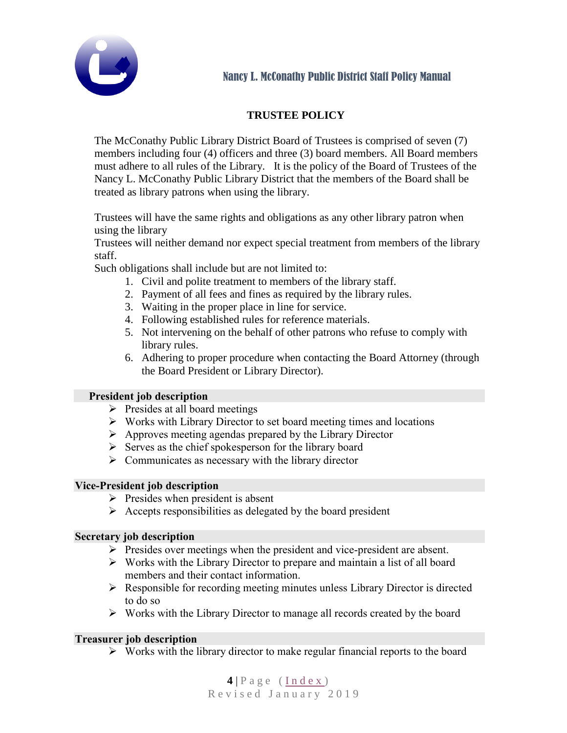## TRUSTEE POLICY

The McConathy Public Library District Board of Trustees is comprised of seven (7) members including four (4) officers and three (3) board members. All Board members must adhere to all rules of the Library. It is the policy of the Board of Trustees of the Nancy L. McConathy Public Library District that the members of the Board shall be treated as library patrons when using the library.

Trustees will have the same rights and obligations as any other library patron when using the library

Trustees will neither demand nor expect special treatment from members of the library staff.

Such obligations shall include but are not limited to:

1. Civil and polite treatment to members of the library staff.
2. Payment of all fees and fines as required by the library rules.
3. Waiting in the proper place in line for service.
4. Following established rules for reference materials.
5. Not intervening on the behalf of other patrons who refuse to comply with library rules.
6. Adhering to proper procedure when contacting the Board Attorney (through the Board President or Library Director).

### President job description

- Presides at all board meetings
- Works with Library Director to set board meeting times and locations
- Approves meeting agendas prepared by the Library Director
- Serves as the chief spokesperson for the library board
- Communicates as necessary with the library director

### Vice-President job description

- Presides when president is absent
- Accepts responsibilities as delegated by the board president

### Secretary job description

- Presides over meetings when the president and vice-president are absent.
- Works with the Library Director to prepare and maintain a list of all board members and their contact information.
- Responsible for recording meeting minutes unless Library Director is directed to do so
- Works with the Library Director to manage all records created by the board

### Treasurer job description

- Works with the library director to make regular financial reports to the board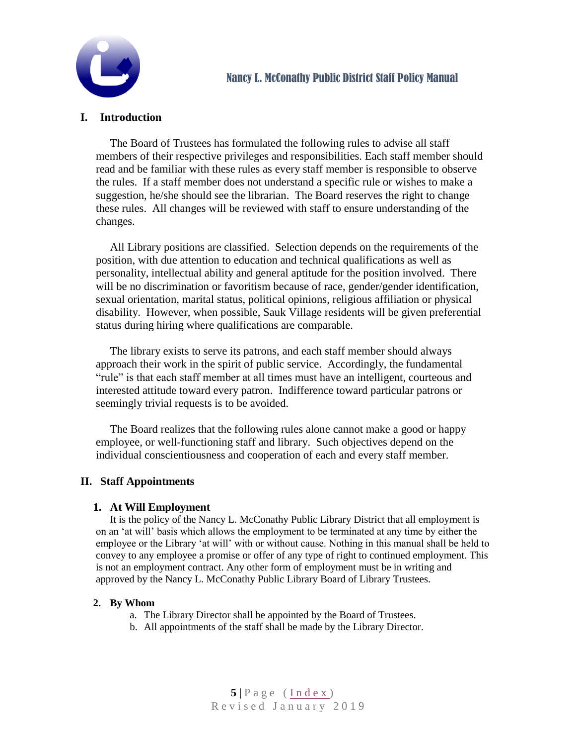## I. Introduction

The Board of Trustees has formulated the following rules to advise all staff members of their respective privileges and responsibilities. Each staff member should read and be familiar with these rules as every staff member is responsible to observe the rules. If a staff member does not understand a specific rule or wishes to make a suggestion, he/she should see the librarian. The Board reserves the right to change these rules. All changes will be reviewed with staff to ensure understanding of the changes.

All Library positions are classified. Selection depends on the requirements of the position, with due attention to education and technical qualifications as well as personality, intellectual ability and general aptitude for the position involved. There will be no discrimination or favoritism because of race, gender/gender identification, sexual orientation, marital status, political opinions, religious affiliation or physical disability. However, when possible, Sauk Village residents will be given preferential status during hiring where qualifications are comparable.

The library exists to serve its patrons, and each staff member should always approach their work in the spirit of public service. Accordingly, the fundamental "rule" is that each staff member at all times must have an intelligent, courteous and interested attitude toward every patron. Indifference toward particular patrons or seemingly trivial requests is to be avoided.

The Board realizes that the following rules alone cannot make a good or happy employee, or well-functioning staff and library. Such objectives depend on the individual conscientiousness and cooperation of each and every staff member.

## II. Staff Appointments

### 1. At Will Employment

It is the policy of the Nancy L. McConathy Public Library District that all employment is on an 'at will' basis which allows the employment to be terminated at any time by either the employee or the Library 'at will' with or without cause. Nothing in this manual shall be held to convey to any employee a promise or offer of any type of right to continued employment. This is not an employment contract. Any other form of employment must be in writing and approved by the Nancy L. McConathy Public Library Board of Library Trustees.

### 2. By Whom

a. The Library Director shall be appointed by the Board of Trustees.
b. All appointments of the staff shall be made by the Library Director.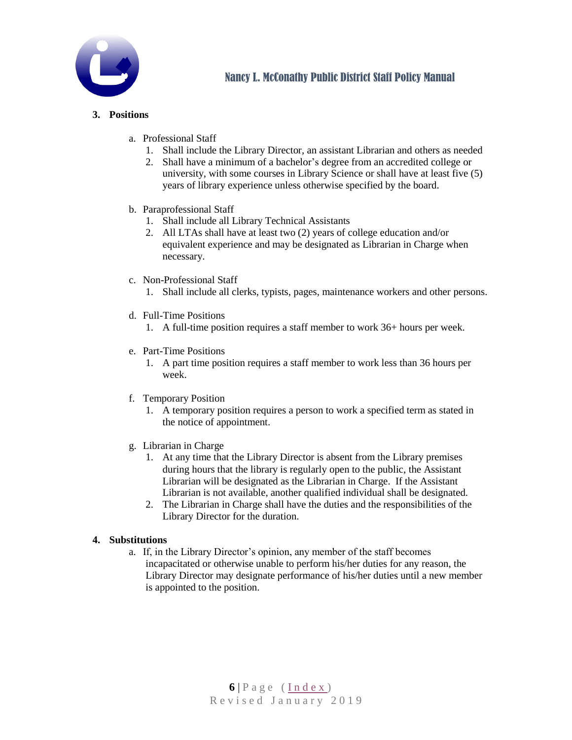## 3. Positions

a. Professional Staff
   1. Shall include the Library Director, an assistant Librarian and others as needed
   2. Shall have a minimum of a bachelor's degree from an accredited college or university, with some courses in Library Science or shall have at least five (5) years of library experience unless otherwise specified by the board.

b. Paraprofessional Staff
   1. Shall include all Library Technical Assistants
   2. All LTAs shall have at least two (2) years of college education and/or equivalent experience and may be designated as Librarian in Charge when necessary.

c. Non-Professional Staff
   1. Shall include all clerks, typists, pages, maintenance workers and other persons.

d. Full-Time Positions
   1. A full-time position requires a staff member to work 36+ hours per week.

e. Part-Time Positions
   1. A part time position requires a staff member to work less than 36 hours per week.

f. Temporary Position
   1. A temporary position requires a person to work a specified term as stated in the notice of appointment.

g. Librarian in Charge
   1. At any time that the Library Director is absent from the Library premises during hours that the library is regularly open to the public, the Assistant Librarian will be designated as the Librarian in Charge. If the Assistant Librarian is not available, another qualified individual shall be designated.
   2. The Librarian in Charge shall have the duties and the responsibilities of the Library Director for the duration.

## 4. Substitutions

a. If, in the Library Director's opinion, any member of the staff becomes incapacitated or otherwise unable to perform his/her duties for any reason, the Library Director may designate performance of his/her duties until a new member is appointed to the position.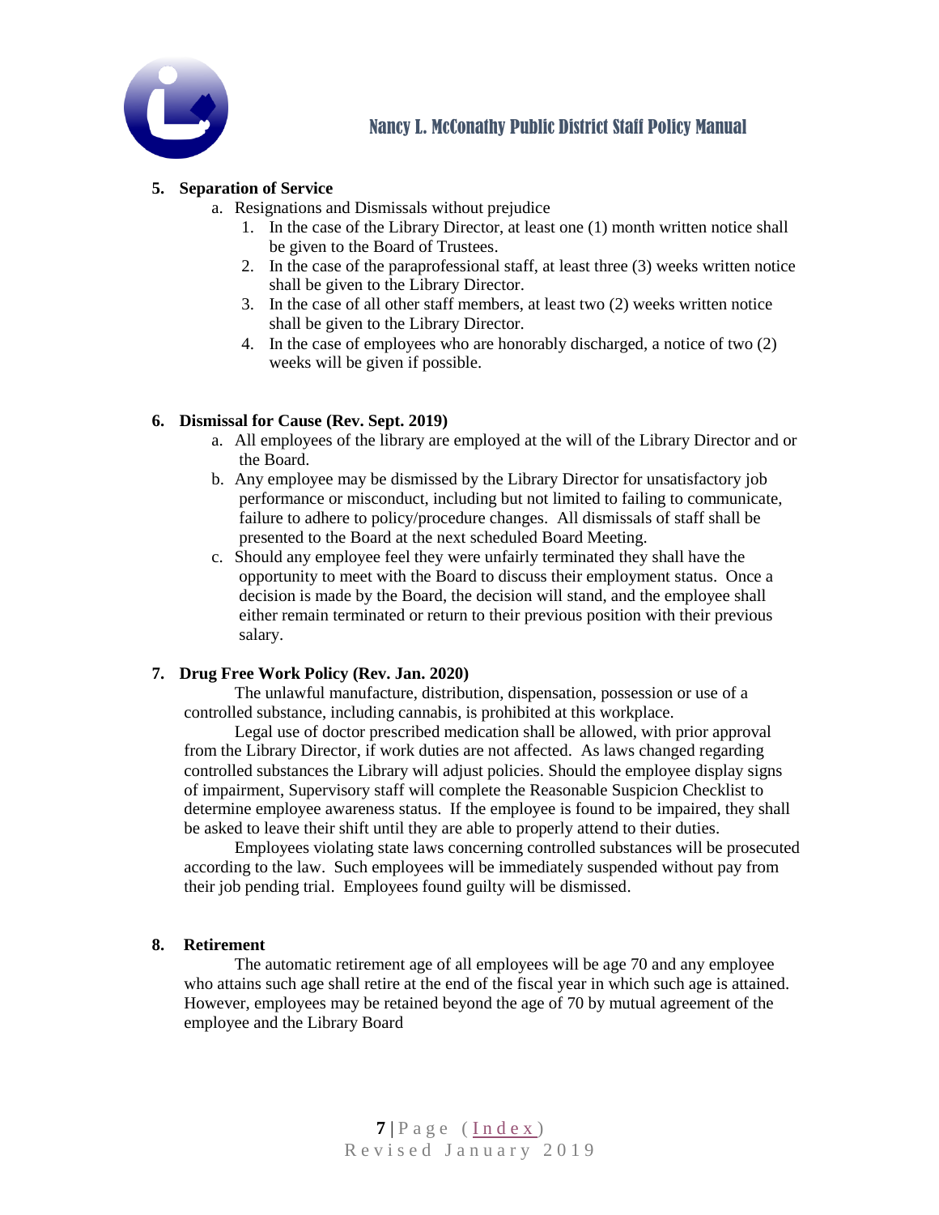### 5. Separation of Service

a. Resignations and Dismissals without prejudice
   1. In the case of the Library Director, at least one (1) month written notice shall be given to the Board of Trustees.
   2. In the case of the paraprofessional staff, at least three (3) weeks written notice shall be given to the Library Director.
   3. In the case of all other staff members, at least two (2) weeks written notice shall be given to the Library Director.
   4. In the case of employees who are honorably discharged, a notice of two (2) weeks will be given if possible.

### 6. Dismissal for Cause (Rev. Sept. 2019)

a. All employees of the library are employed at the will of the Library Director and or the Board.

b. Any employee may be dismissed by the Library Director for unsatisfactory job performance or misconduct, including but not limited to failing to communicate, failure to adhere to policy/procedure changes. All dismissals of staff shall be presented to the Board at the next scheduled Board Meeting.

c. Should any employee feel they were unfairly terminated they shall have the opportunity to meet with the Board to discuss their employment status. Once a decision is made by the Board, the decision will stand, and the employee shall either remain terminated or return to their previous position with their previous salary.

### 7. Drug Free Work Policy (Rev. Jan. 2020)

The unlawful manufacture, distribution, dispensation, possession or use of a controlled substance, including cannabis, is prohibited at this workplace.

Legal use of doctor prescribed medication shall be allowed, with prior approval from the Library Director, if work duties are not affected. As laws changed regarding controlled substances the Library will adjust policies. Should the employee display signs of impairment, Supervisory staff will complete the Reasonable Suspicion Checklist to determine employee awareness status. If the employee is found to be impaired, they shall be asked to leave their shift until they are able to properly attend to their duties.

Employees violating state laws concerning controlled substances will be prosecuted according to the law. Such employees will be immediately suspended without pay from their job pending trial. Employees found guilty will be dismissed.

### 8. Retirement

The automatic retirement age of all employees will be age 70 and any employee who attains such age shall retire at the end of the fiscal year in which such age is attained. However, employees may be retained beyond the age of 70 by mutual agreement of the employee and the Library Board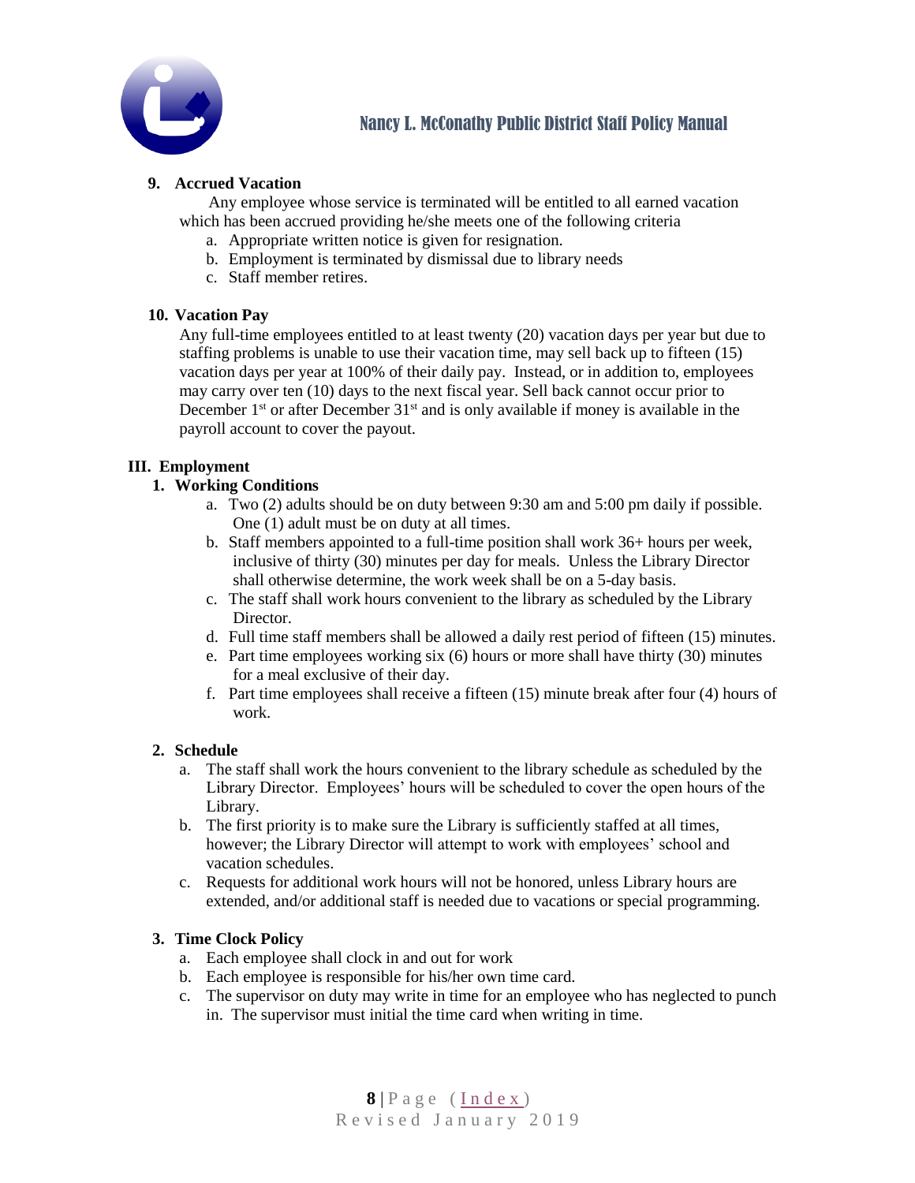**9. Accrued Vacation**

Any employee whose service is terminated will be entitled to all earned vacation which has been accrued providing he/she meets one of the following criteria

a. Appropriate written notice is given for resignation.
b. Employment is terminated by dismissal due to library needs
c. Staff member retires.

**10. Vacation Pay**

Any full-time employees entitled to at least twenty (20) vacation days per year but due to staffing problems is unable to use their vacation time, may sell back up to fifteen (15) vacation days per year at 100% of their daily pay. Instead, or in addition to, employees may carry over ten (10) days to the next fiscal year. Sell back cannot occur prior to December 1st or after December 31st and is only available if money is available in the payroll account to cover the payout.

## III. Employment

**1. Working Conditions**

a. Two (2) adults should be on duty between 9:30 am and 5:00 pm daily if possible. One (1) adult must be on duty at all times.
b. Staff members appointed to a full-time position shall work 36+ hours per week, inclusive of thirty (30) minutes per day for meals. Unless the Library Director shall otherwise determine, the work week shall be on a 5-day basis.
c. The staff shall work hours convenient to the library as scheduled by the Library Director.
d. Full time staff members shall be allowed a daily rest period of fifteen (15) minutes.
e. Part time employees working six (6) hours or more shall have thirty (30) minutes for a meal exclusive of their day.
f. Part time employees shall receive a fifteen (15) minute break after four (4) hours of work.

**2. Schedule**

a. The staff shall work the hours convenient to the library schedule as scheduled by the Library Director. Employees' hours will be scheduled to cover the open hours of the Library.
b. The first priority is to make sure the Library is sufficiently staffed at all times, however; the Library Director will attempt to work with employees' school and vacation schedules.
c. Requests for additional work hours will not be honored, unless Library hours are extended, and/or additional staff is needed due to vacations or special programming.

**3. Time Clock Policy**

a. Each employee shall clock in and out for work
b. Each employee is responsible for his/her own time card.
c. The supervisor on duty may write in time for an employee who has neglected to punch in. The supervisor must initial the time card when writing in time.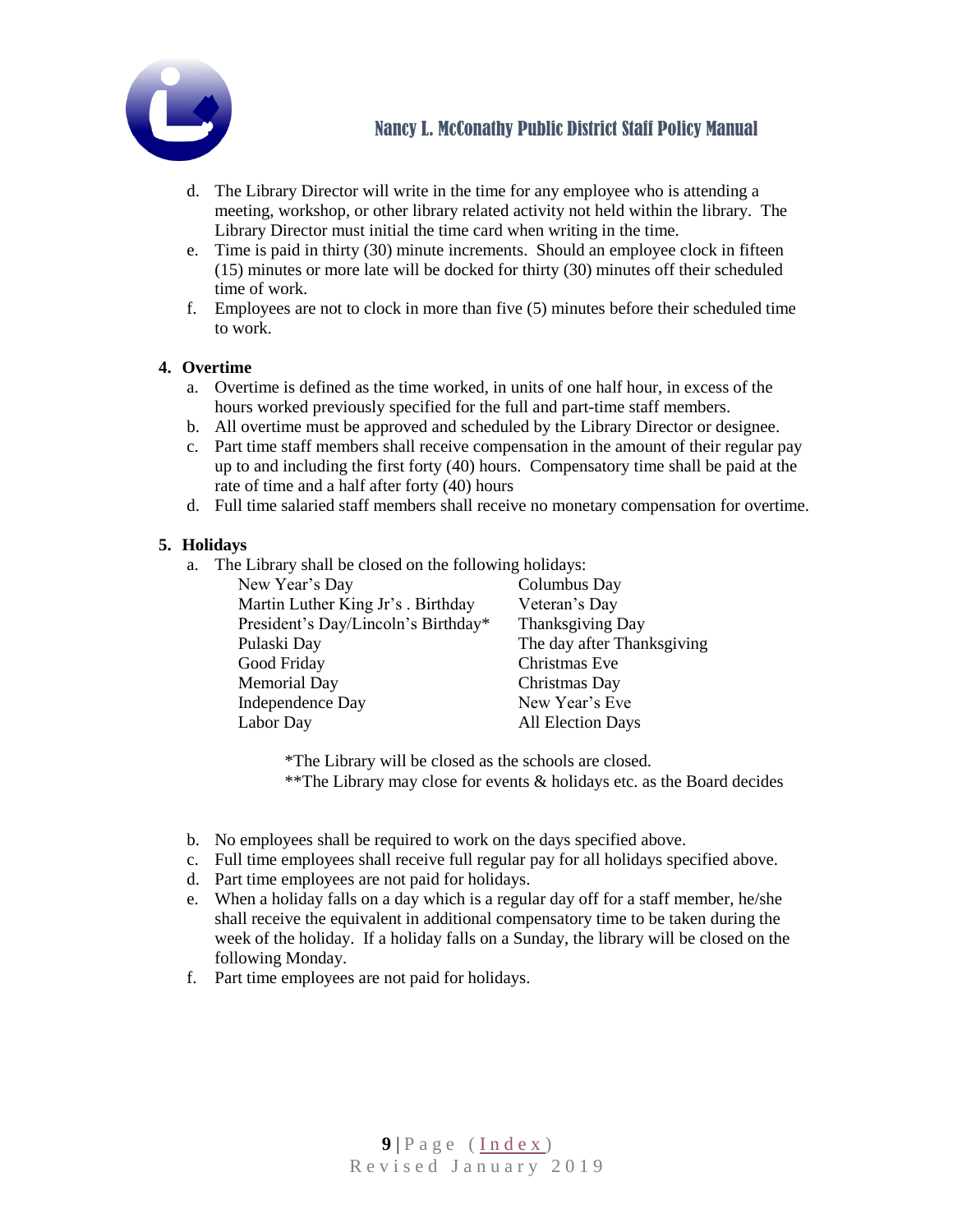d. The Library Director will write in the time for any employee who is attending a meeting, workshop, or other library related activity not held within the library. The Library Director must initial the time card when writing in the time.
e. Time is paid in thirty (30) minute increments. Should an employee clock in fifteen (15) minutes or more late will be docked for thirty (30) minutes off their scheduled time of work.
f. Employees are not to clock in more than five (5) minutes before their scheduled time to work.

**4. Overtime**

a. Overtime is defined as the time worked, in units of one half hour, in excess of the hours worked previously specified for the full and part-time staff members.
b. All overtime must be approved and scheduled by the Library Director or designee.
c. Part time staff members shall receive compensation in the amount of their regular pay up to and including the first forty (40) hours. Compensatory time shall be paid at the rate of time and a half after forty (40) hours
d. Full time salaried staff members shall receive no monetary compensation for overtime.

**5. Holidays**

a. The Library shall be closed on the following holidays:

| | |
|---|---|
| New Year's Day | Columbus Day |
| Martin Luther King Jr's . Birthday | Veteran's Day |
| President's Day/Lincoln's Birthday* | Thanksgiving Day |
| Pulaski Day | The day after Thanksgiving |
| Good Friday | Christmas Eve |
| Memorial Day | Christmas Day |
| Independence Day | New Year's Eve |
| Labor Day | All Election Days |

*The Library will be closed as the schools are closed.
**The Library may close for events & holidays etc. as the Board decides

b. No employees shall be required to work on the days specified above.
c. Full time employees shall receive full regular pay for all holidays specified above.
d. Part time employees are not paid for holidays.
e. When a holiday falls on a day which is a regular day off for a staff member, he/she shall receive the equivalent in additional compensatory time to be taken during the week of the holiday. If a holiday falls on a Sunday, the library will be closed on the following Monday.
f. Part time employees are not paid for holidays.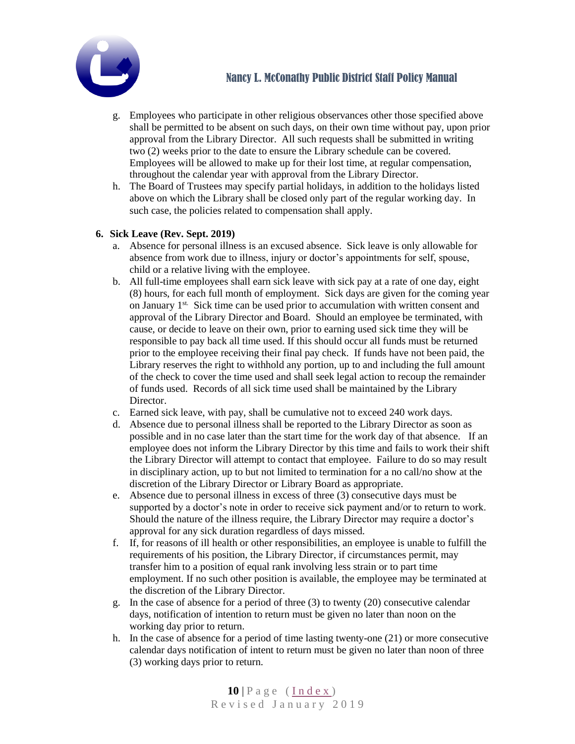g. Employees who participate in other religious observances other those specified above shall be permitted to be absent on such days, on their own time without pay, upon prior approval from the Library Director. All such requests shall be submitted in writing two (2) weeks prior to the date to ensure the Library schedule can be covered. Employees will be allowed to make up for their lost time, at regular compensation, throughout the calendar year with approval from the Library Director.

h. The Board of Trustees may specify partial holidays, in addition to the holidays listed above on which the Library shall be closed only part of the regular working day. In such case, the policies related to compensation shall apply.

**6. Sick Leave (Rev. Sept. 2019)**

a. Absence for personal illness is an excused absence. Sick leave is only allowable for absence from work due to illness, injury or doctor's appointments for self, spouse, child or a relative living with the employee.

b. All full-time employees shall earn sick leave with sick pay at a rate of one day, eight (8) hours, for each full month of employment. Sick days are given for the coming year on January 1st. Sick time can be used prior to accumulation with written consent and approval of the Library Director and Board. Should an employee be terminated, with cause, or decide to leave on their own, prior to earning used sick time they will be responsible to pay back all time used. If this should occur all funds must be returned prior to the employee receiving their final pay check. If funds have not been paid, the Library reserves the right to withhold any portion, up to and including the full amount of the check to cover the time used and shall seek legal action to recoup the remainder of funds used. Records of all sick time used shall be maintained by the Library Director.

c. Earned sick leave, with pay, shall be cumulative not to exceed 240 work days.

d. Absence due to personal illness shall be reported to the Library Director as soon as possible and in no case later than the start time for the work day of that absence. If an employee does not inform the Library Director by this time and fails to work their shift the Library Director will attempt to contact that employee. Failure to do so may result in disciplinary action, up to but not limited to termination for a no call/no show at the discretion of the Library Director or Library Board as appropriate.

e. Absence due to personal illness in excess of three (3) consecutive days must be supported by a doctor's note in order to receive sick payment and/or to return to work. Should the nature of the illness require, the Library Director may require a doctor's approval for any sick duration regardless of days missed.

f. If, for reasons of ill health or other responsibilities, an employee is unable to fulfill the requirements of his position, the Library Director, if circumstances permit, may transfer him to a position of equal rank involving less strain or to part time employment. If no such other position is available, the employee may be terminated at the discretion of the Library Director.

g. In the case of absence for a period of three (3) to twenty (20) consecutive calendar days, notification of intention to return must be given no later than noon on the working day prior to return.

h. In the case of absence for a period of time lasting twenty-one (21) or more consecutive calendar days notification of intent to return must be given no later than noon of three (3) working days prior to return.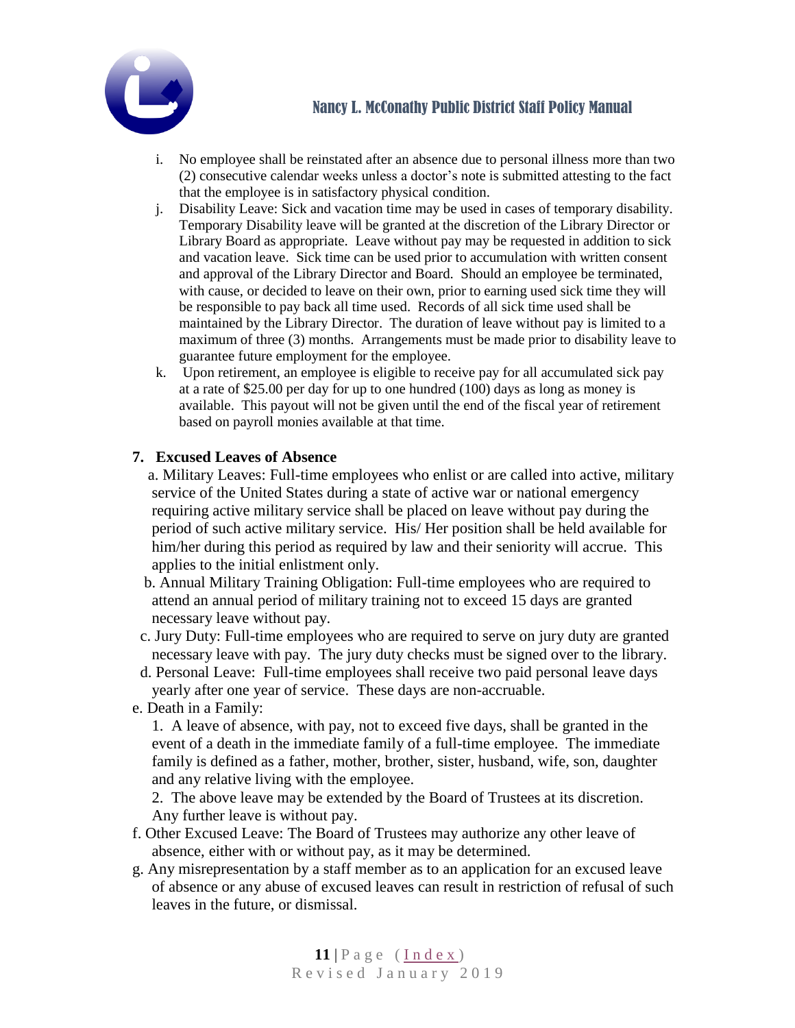i. No employee shall be reinstated after an absence due to personal illness more than two (2) consecutive calendar weeks unless a doctor's note is submitted attesting to the fact that the employee is in satisfactory physical condition.

j. Disability Leave: Sick and vacation time may be used in cases of temporary disability. Temporary Disability leave will be granted at the discretion of the Library Director or Library Board as appropriate. Leave without pay may be requested in addition to sick and vacation leave. Sick time can be used prior to accumulation with written consent and approval of the Library Director and Board. Should an employee be terminated, with cause, or decided to leave on their own, prior to earning used sick time they will be responsible to pay back all time used. Records of all sick time used shall be maintained by the Library Director. The duration of leave without pay is limited to a maximum of three (3) months. Arrangements must be made prior to disability leave to guarantee future employment for the employee.

k. Upon retirement, an employee is eligible to receive pay for all accumulated sick pay at a rate of $25.00 per day for up to one hundred (100) days as long as money is available. This payout will not be given until the end of the fiscal year of retirement based on payroll monies available at that time.

**7. Excused Leaves of Absence**

a. Military Leaves: Full-time employees who enlist or are called into active, military service of the United States during a state of active war or national emergency requiring active military service shall be placed on leave without pay during the period of such active military service. His/ Her position shall be held available for him/her during this period as required by law and their seniority will accrue. This applies to the initial enlistment only.

b. Annual Military Training Obligation: Full-time employees who are required to attend an annual period of military training not to exceed 15 days are granted necessary leave without pay.

c. Jury Duty: Full-time employees who are required to serve on jury duty are granted necessary leave with pay. The jury duty checks must be signed over to the library.

d. Personal Leave: Full-time employees shall receive two paid personal leave days yearly after one year of service. These days are non-accruable.

e. Death in a Family:

1. A leave of absence, with pay, not to exceed five days, shall be granted in the event of a death in the immediate family of a full-time employee. The immediate family is defined as a father, mother, brother, sister, husband, wife, son, daughter and any relative living with the employee.

2. The above leave may be extended by the Board of Trustees at its discretion. Any further leave is without pay.

f. Other Excused Leave: The Board of Trustees may authorize any other leave of absence, either with or without pay, as it may be determined.

g. Any misrepresentation by a staff member as to an application for an excused leave of absence or any abuse of excused leaves can result in restriction of refusal of such leaves in the future, or dismissal.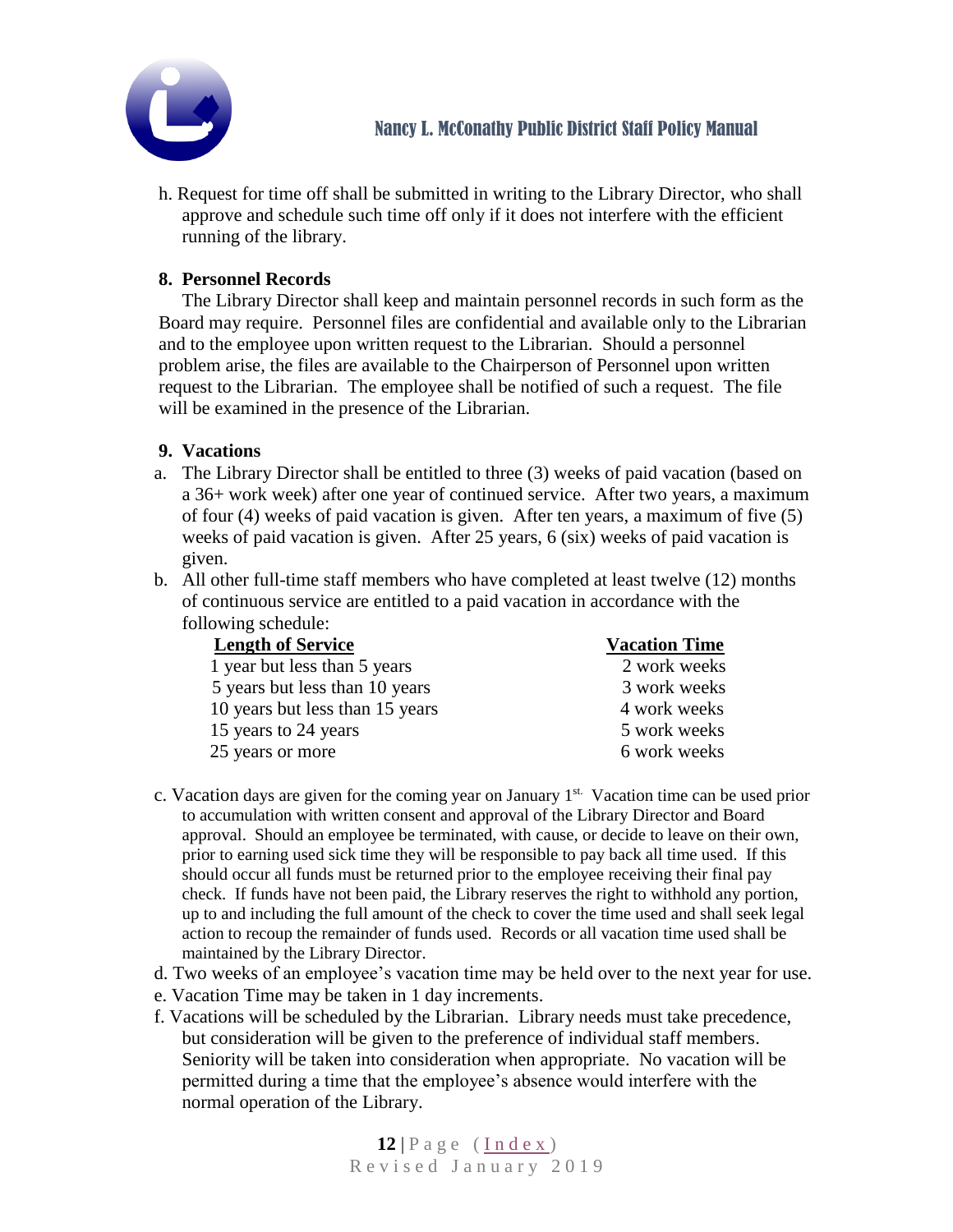h. Request for time off shall be submitted in writing to the Library Director, who shall approve and schedule such time off only if it does not interfere with the efficient running of the library.

**8. Personnel Records**

The Library Director shall keep and maintain personnel records in such form as the Board may require. Personnel files are confidential and available only to the Librarian and to the employee upon written request to the Librarian. Should a personnel problem arise, the files are available to the Chairperson of Personnel upon written request to the Librarian. The employee shall be notified of such a request. The file will be examined in the presence of the Librarian.

**9. Vacations**

a. The Library Director shall be entitled to three (3) weeks of paid vacation (based on a 36+ work week) after one year of continued service. After two years, a maximum of four (4) weeks of paid vacation is given. After ten years, a maximum of five (5) weeks of paid vacation is given. After 25 years, 6 (six) weeks of paid vacation is given.

b. All other full-time staff members who have completed at least twelve (12) months of continuous service are entitled to a paid vacation in accordance with the following schedule:

| Length of Service | Vacation Time |
|---|---|
| 1 year but less than 5 years | 2 work weeks |
| 5 years but less than 10 years | 3 work weeks |
| 10 years but less than 15 years | 4 work weeks |
| 15 years to 24 years | 5 work weeks |
| 25 years or more | 6 work weeks |

c. Vacation days are given for the coming year on January 1st. Vacation time can be used prior to accumulation with written consent and approval of the Library Director and Board approval. Should an employee be terminated, with cause, or decide to leave on their own, prior to earning used sick time they will be responsible to pay back all time used. If this should occur all funds must be returned prior to the employee receiving their final pay check. If funds have not been paid, the Library reserves the right to withhold any portion, up to and including the full amount of the check to cover the time used and shall seek legal action to recoup the remainder of funds used. Records or all vacation time used shall be maintained by the Library Director.

d. Two weeks of an employee's vacation time may be held over to the next year for use.

e. Vacation Time may be taken in 1 day increments.

f. Vacations will be scheduled by the Librarian. Library needs must take precedence, but consideration will be given to the preference of individual staff members. Seniority will be taken into consideration when appropriate. No vacation will be permitted during a time that the employee's absence would interfere with the normal operation of the Library.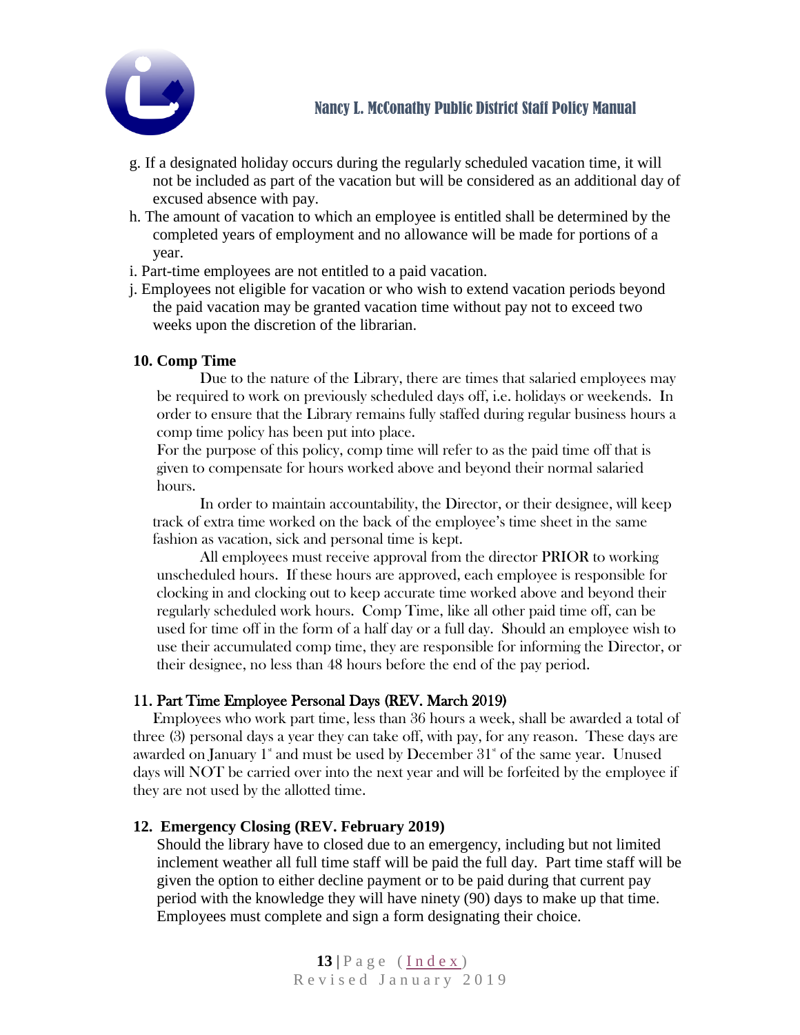g. If a designated holiday occurs during the regularly scheduled vacation time, it will not be included as part of the vacation but will be considered as an additional day of excused absence with pay.

h. The amount of vacation to which an employee is entitled shall be determined by the completed years of employment and no allowance will be made for portions of a year.

i. Part-time employees are not entitled to a paid vacation.

j. Employees not eligible for vacation or who wish to extend vacation periods beyond the paid vacation may be granted vacation time without pay not to exceed two weeks upon the discretion of the librarian.

**10. Comp Time**

Due to the nature of the Library, there are times that salaried employees may be required to work on previously scheduled days off, i.e. holidays or weekends. In order to ensure that the Library remains fully staffed during regular business hours a comp time policy has been put into place.

For the purpose of this policy, comp time will refer to as the paid time off that is given to compensate for hours worked above and beyond their normal salaried hours.

In order to maintain accountability, the Director, or their designee, will keep track of extra time worked on the back of the employee's time sheet in the same fashion as vacation, sick and personal time is kept.

All employees must receive approval from the director PRIOR to working unscheduled hours. If these hours are approved, each employee is responsible for clocking in and clocking out to keep accurate time worked above and beyond their regularly scheduled work hours. Comp Time, like all other paid time off, can be used for time off in the form of a half day or a full day. Should an employee wish to use their accumulated comp time, they are responsible for informing the Director, or their designee, no less than 48 hours before the end of the pay period.

**11. Part Time Employee Personal Days (REV. March 2019)**

Employees who work part time, less than 36 hours a week, shall be awarded a total of three (3) personal days a year they can take off, with pay, for any reason. These days are awarded on January 1st and must be used by December 31st of the same year. Unused days will NOT be carried over into the next year and will be forfeited by the employee if they are not used by the allotted time.

**12. Emergency Closing (REV. February 2019)**

Should the library have to closed due to an emergency, including but not limited inclement weather all full time staff will be paid the full day. Part time staff will be given the option to either decline payment or to be paid during that current pay period with the knowledge they will have ninety (90) days to make up that time. Employees must complete and sign a form designating their choice.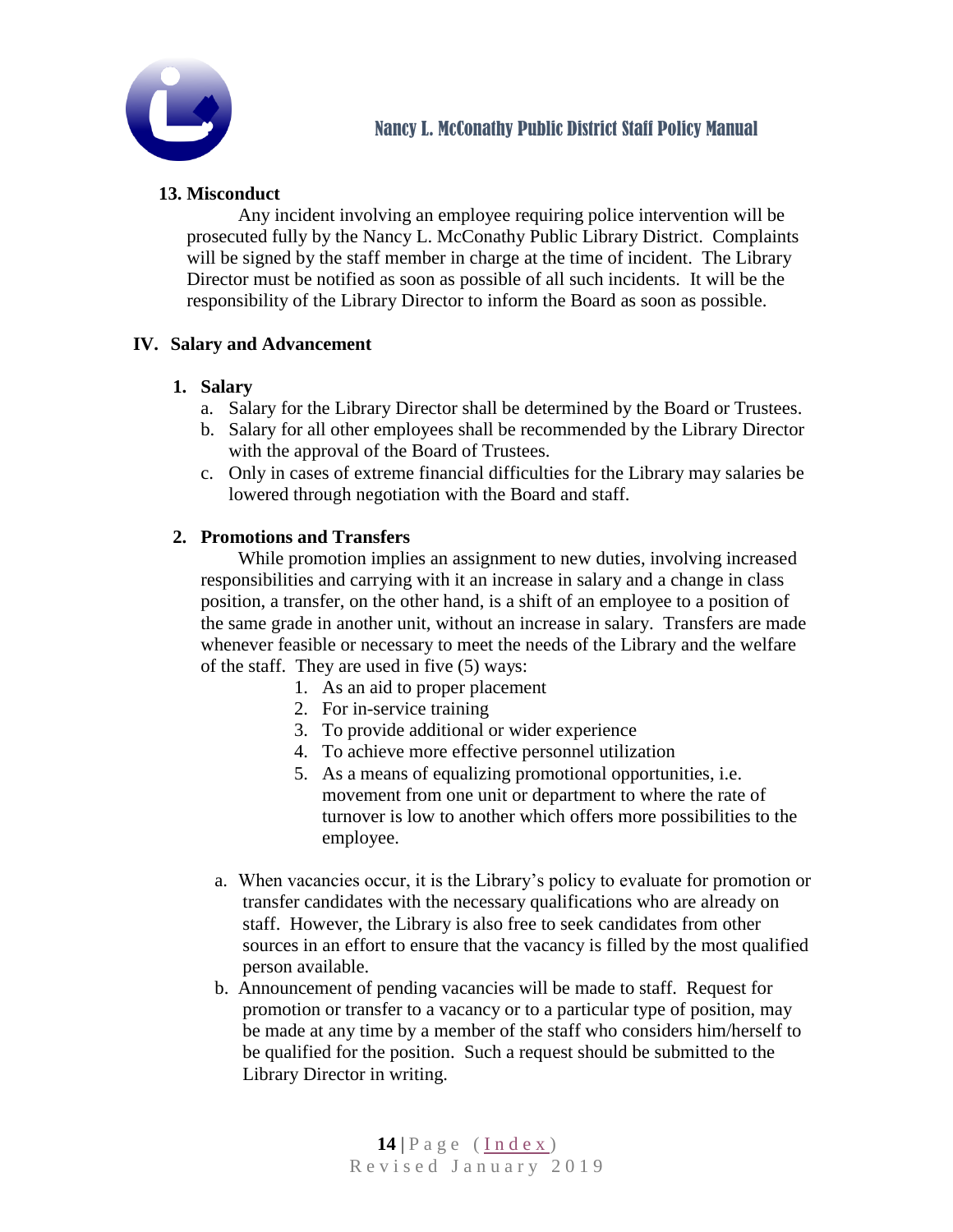### 13. Misconduct

Any incident involving an employee requiring police intervention will be prosecuted fully by the Nancy L. McConathy Public Library District. Complaints will be signed by the staff member in charge at the time of incident. The Library Director must be notified as soon as possible of all such incidents. It will be the responsibility of the Library Director to inform the Board as soon as possible.

## IV. Salary and Advancement

### 1. Salary

a. Salary for the Library Director shall be determined by the Board or Trustees.
b. Salary for all other employees shall be recommended by the Library Director with the approval of the Board of Trustees.
c. Only in cases of extreme financial difficulties for the Library may salaries be lowered through negotiation with the Board and staff.

### 2. Promotions and Transfers

While promotion implies an assignment to new duties, involving increased responsibilities and carrying with it an increase in salary and a change in class position, a transfer, on the other hand, is a shift of an employee to a position of the same grade in another unit, without an increase in salary. Transfers are made whenever feasible or necessary to meet the needs of the Library and the welfare of the staff. They are used in five (5) ways:

1. As an aid to proper placement
2. For in-service training
3. To provide additional or wider experience
4. To achieve more effective personnel utilization
5. As a means of equalizing promotional opportunities, i.e. movement from one unit or department to where the rate of turnover is low to another which offers more possibilities to the employee.

a. When vacancies occur, it is the Library's policy to evaluate for promotion or transfer candidates with the necessary qualifications who are already on staff. However, the Library is also free to seek candidates from other sources in an effort to ensure that the vacancy is filled by the most qualified person available.

b. Announcement of pending vacancies will be made to staff. Request for promotion or transfer to a vacancy or to a particular type of position, may be made at any time by a member of the staff who considers him/herself to be qualified for the position. Such a request should be submitted to the Library Director in writing.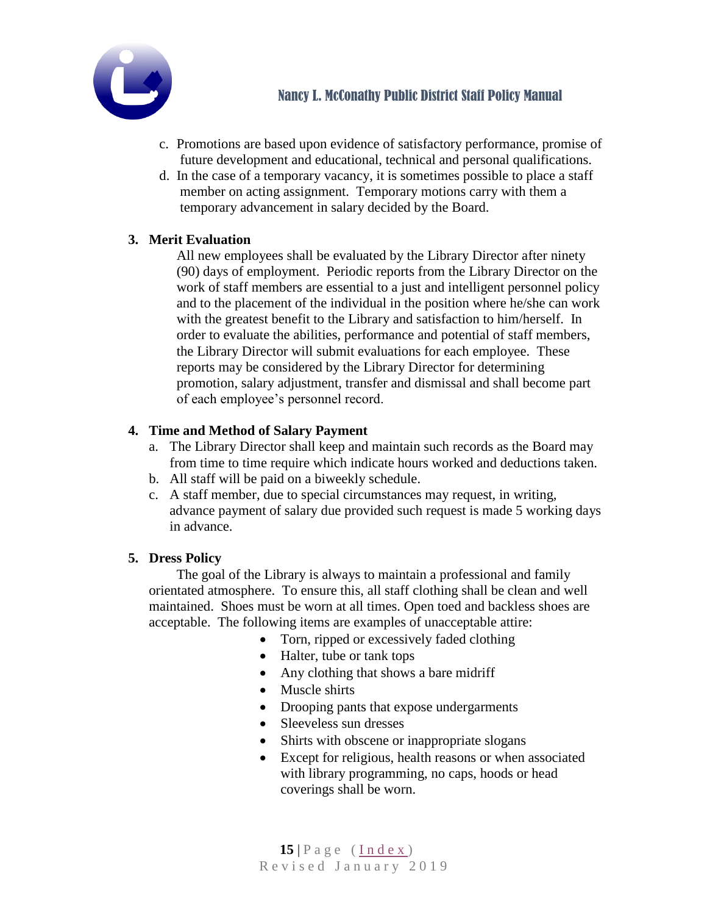c. Promotions are based upon evidence of satisfactory performance, promise of future development and educational, technical and personal qualifications.

d. In the case of a temporary vacancy, it is sometimes possible to place a staff member on acting assignment. Temporary motions carry with them a temporary advancement in salary decided by the Board.

### 3. Merit Evaluation

All new employees shall be evaluated by the Library Director after ninety (90) days of employment. Periodic reports from the Library Director on the work of staff members are essential to a just and intelligent personnel policy and to the placement of the individual in the position where he/she can work with the greatest benefit to the Library and satisfaction to him/herself. In order to evaluate the abilities, performance and potential of staff members, the Library Director will submit evaluations for each employee. These reports may be considered by the Library Director for determining promotion, salary adjustment, transfer and dismissal and shall become part of each employee's personnel record.

### 4. Time and Method of Salary Payment

a. The Library Director shall keep and maintain such records as the Board may from time to time require which indicate hours worked and deductions taken.

b. All staff will be paid on a biweekly schedule.

c. A staff member, due to special circumstances may request, in writing, advance payment of salary due provided such request is made 5 working days in advance.

### 5. Dress Policy

The goal of the Library is always to maintain a professional and family orientated atmosphere. To ensure this, all staff clothing shall be clean and well maintained. Shoes must be worn at all times. Open toed and backless shoes are acceptable. The following items are examples of unacceptable attire:

- Torn, ripped or excessively faded clothing
- Halter, tube or tank tops
- Any clothing that shows a bare midriff
- Muscle shirts
- Drooping pants that expose undergarments
- Sleeveless sun dresses
- Shirts with obscene or inappropriate slogans
- Except for religious, health reasons or when associated with library programming, no caps, hoods or head coverings shall be worn.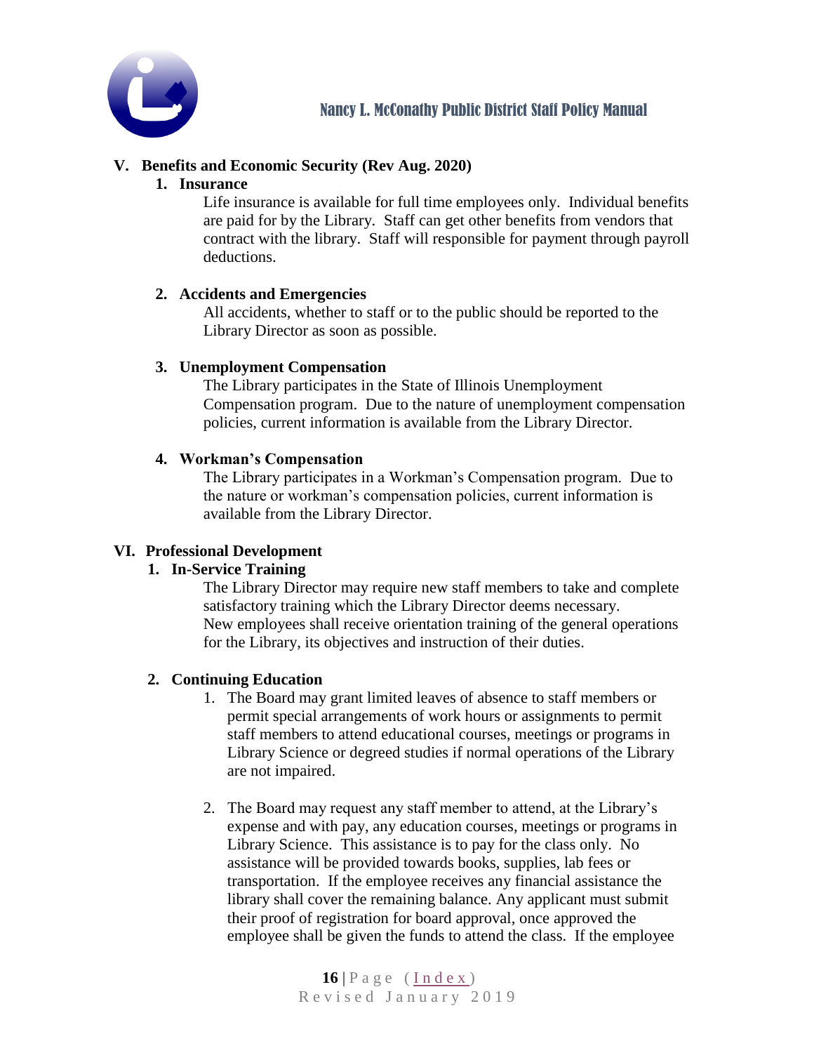## V. Benefits and Economic Security (Rev Aug. 2020)

### 1. Insurance

Life insurance is available for full time employees only. Individual benefits are paid for by the Library. Staff can get other benefits from vendors that contract with the library. Staff will responsible for payment through payroll deductions.

### 2. Accidents and Emergencies

All accidents, whether to staff or to the public should be reported to the Library Director as soon as possible.

### 3. Unemployment Compensation

The Library participates in the State of Illinois Unemployment Compensation program. Due to the nature of unemployment compensation policies, current information is available from the Library Director.

### 4. Workman's Compensation

The Library participates in a Workman's Compensation program. Due to the nature or workman's compensation policies, current information is available from the Library Director.

## VI. Professional Development

### 1. In-Service Training

The Library Director may require new staff members to take and complete satisfactory training which the Library Director deems necessary. New employees shall receive orientation training of the general operations for the Library, its objectives and instruction of their duties.

### 2. Continuing Education

1. The Board may grant limited leaves of absence to staff members or permit special arrangements of work hours or assignments to permit staff members to attend educational courses, meetings or programs in Library Science or degreed studies if normal operations of the Library are not impaired.

2. The Board may request any staff member to attend, at the Library's expense and with pay, any education courses, meetings or programs in Library Science. This assistance is to pay for the class only. No assistance will be provided towards books, supplies, lab fees or transportation. If the employee receives any financial assistance the library shall cover the remaining balance. Any applicant must submit their proof of registration for board approval, once approved the employee shall be given the funds to attend the class. If the employee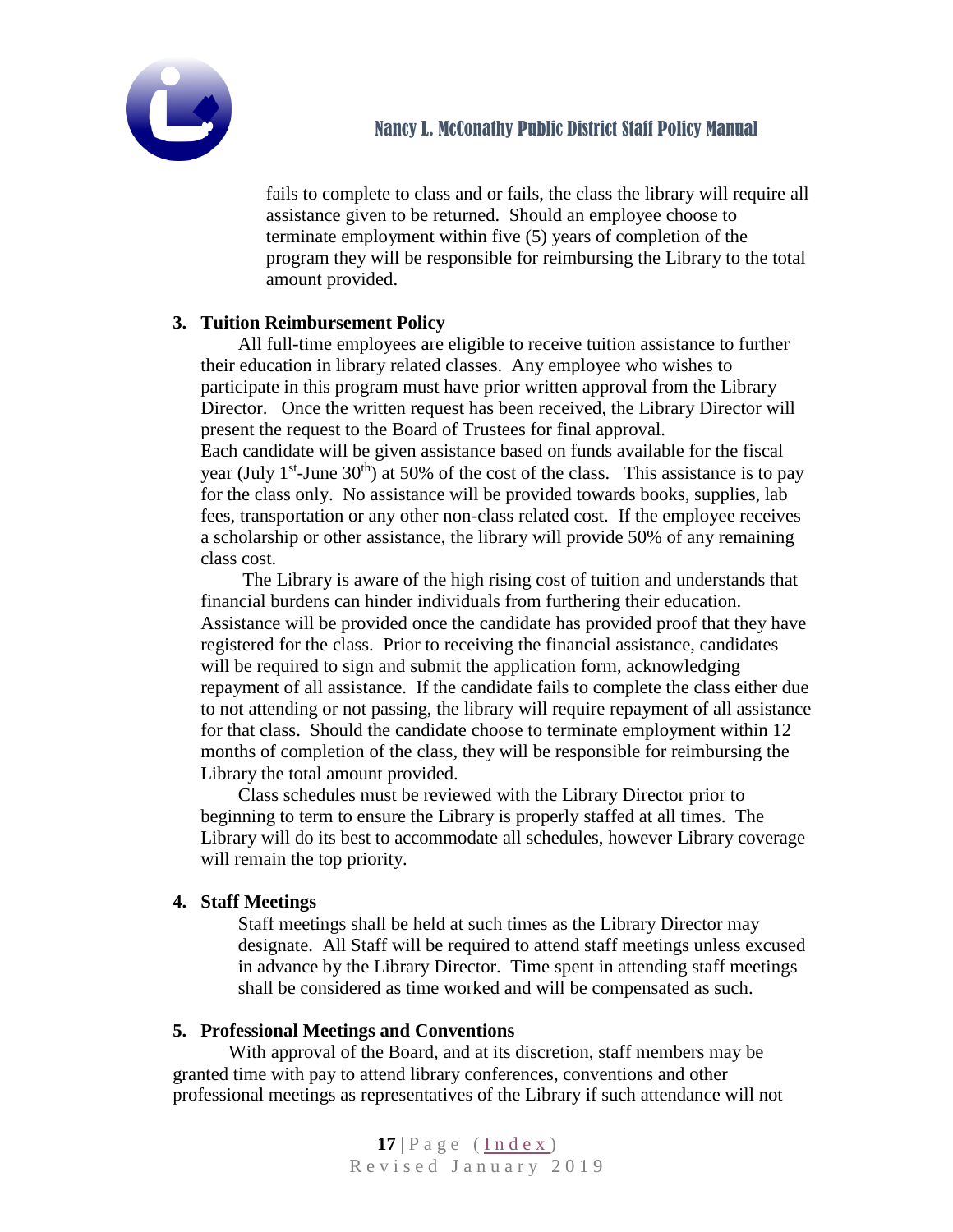fails to complete to class and or fails, the class the library will require all assistance given to be returned. Should an employee choose to terminate employment within five (5) years of completion of the program they will be responsible for reimbursing the Library to the total amount provided.

3. **Tuition Reimbursement Policy**

All full-time employees are eligible to receive tuition assistance to further their education in library related classes. Any employee who wishes to participate in this program must have prior written approval from the Library Director. Once the written request has been received, the Library Director will present the request to the Board of Trustees for final approval.
Each candidate will be given assistance based on funds available for the fiscal year (July 1st-June 30th) at 50% of the cost of the class. This assistance is to pay for the class only. No assistance will be provided towards books, supplies, lab fees, transportation or any other non-class related cost. If the employee receives a scholarship or other assistance, the library will provide 50% of any remaining class cost.

The Library is aware of the high rising cost of tuition and understands that financial burdens can hinder individuals from furthering their education. Assistance will be provided once the candidate has provided proof that they have registered for the class. Prior to receiving the financial assistance, candidates will be required to sign and submit the application form, acknowledging repayment of all assistance. If the candidate fails to complete the class either due to not attending or not passing, the library will require repayment of all assistance for that class. Should the candidate choose to terminate employment within 12 months of completion of the class, they will be responsible for reimbursing the Library the total amount provided.

Class schedules must be reviewed with the Library Director prior to beginning to term to ensure the Library is properly staffed at all times. The Library will do its best to accommodate all schedules, however Library coverage will remain the top priority.

4. **Staff Meetings**

Staff meetings shall be held at such times as the Library Director may designate. All Staff will be required to attend staff meetings unless excused in advance by the Library Director. Time spent in attending staff meetings shall be considered as time worked and will be compensated as such.

5. **Professional Meetings and Conventions**

With approval of the Board, and at its discretion, staff members may be granted time with pay to attend library conferences, conventions and other professional meetings as representatives of the Library if such attendance will not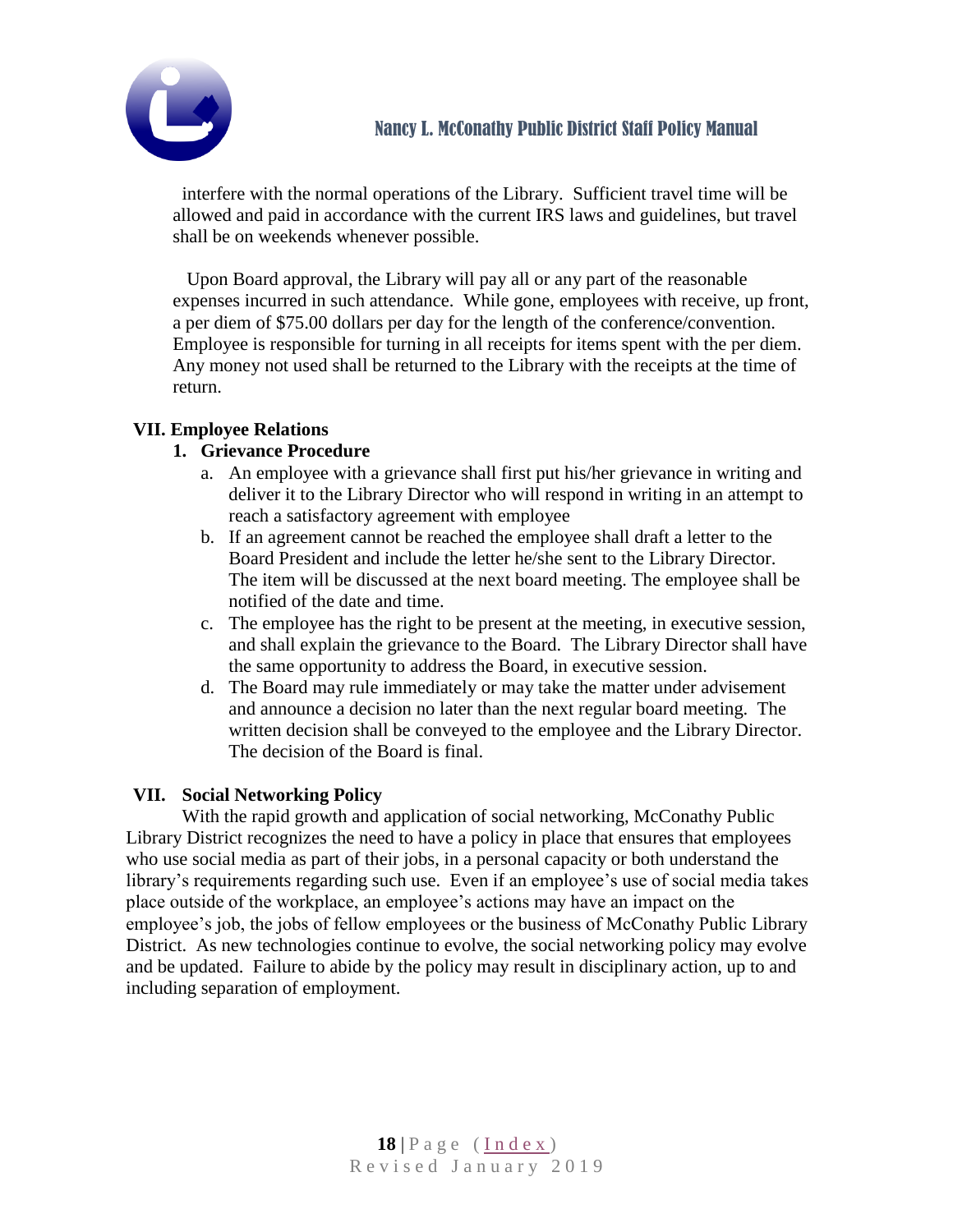interfere with the normal operations of the Library. Sufficient travel time will be allowed and paid in accordance with the current IRS laws and guidelines, but travel shall be on weekends whenever possible.

Upon Board approval, the Library will pay all or any part of the reasonable expenses incurred in such attendance. While gone, employees with receive, up front, a per diem of $75.00 dollars per day for the length of the conference/convention. Employee is responsible for turning in all receipts for items spent with the per diem. Any money not used shall be returned to the Library with the receipts at the time of return.

## VII. Employee Relations

### 1. Grievance Procedure

a. An employee with a grievance shall first put his/her grievance in writing and deliver it to the Library Director who will respond in writing in an attempt to reach a satisfactory agreement with employee

b. If an agreement cannot be reached the employee shall draft a letter to the Board President and include the letter he/she sent to the Library Director. The item will be discussed at the next board meeting. The employee shall be notified of the date and time.

c. The employee has the right to be present at the meeting, in executive session, and shall explain the grievance to the Board. The Library Director shall have the same opportunity to address the Board, in executive session.

d. The Board may rule immediately or may take the matter under advisement and announce a decision no later than the next regular board meeting. The written decision shall be conveyed to the employee and the Library Director. The decision of the Board is final.

## VII. Social Networking Policy

With the rapid growth and application of social networking, McConathy Public Library District recognizes the need to have a policy in place that ensures that employees who use social media as part of their jobs, in a personal capacity or both understand the library's requirements regarding such use. Even if an employee's use of social media takes place outside of the workplace, an employee's actions may have an impact on the employee's job, the jobs of fellow employees or the business of McConathy Public Library District. As new technologies continue to evolve, the social networking policy may evolve and be updated. Failure to abide by the policy may result in disciplinary action, up to and including separation of employment.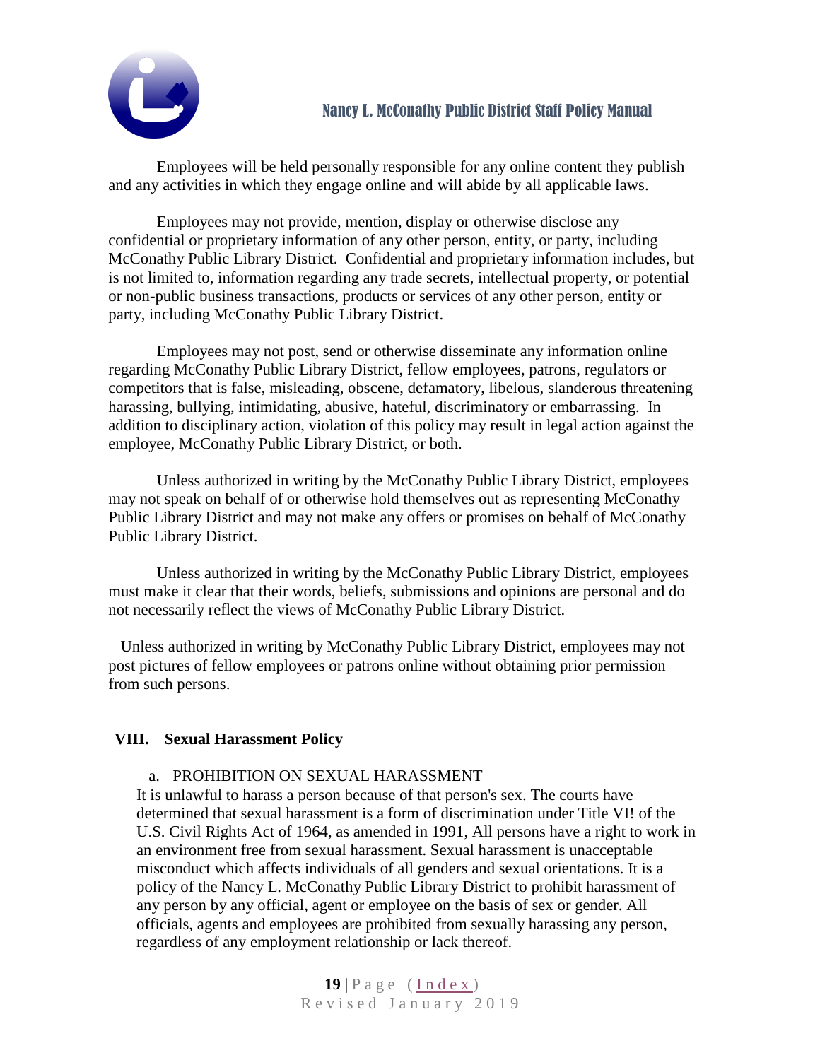Employees will be held personally responsible for any online content they publish and any activities in which they engage online and will abide by all applicable laws.

Employees may not provide, mention, display or otherwise disclose any confidential or proprietary information of any other person, entity, or party, including McConathy Public Library District. Confidential and proprietary information includes, but is not limited to, information regarding any trade secrets, intellectual property, or potential or non-public business transactions, products or services of any other person, entity or party, including McConathy Public Library District.

Employees may not post, send or otherwise disseminate any information online regarding McConathy Public Library District, fellow employees, patrons, regulators or competitors that is false, misleading, obscene, defamatory, libelous, slanderous threatening harassing, bullying, intimidating, abusive, hateful, discriminatory or embarrassing. In addition to disciplinary action, violation of this policy may result in legal action against the employee, McConathy Public Library District, or both.

Unless authorized in writing by the McConathy Public Library District, employees may not speak on behalf of or otherwise hold themselves out as representing McConathy Public Library District and may not make any offers or promises on behalf of McConathy Public Library District.

Unless authorized in writing by the McConathy Public Library District, employees must make it clear that their words, beliefs, submissions and opinions are personal and do not necessarily reflect the views of McConathy Public Library District.

Unless authorized in writing by McConathy Public Library District, employees may not post pictures of fellow employees or patrons online without obtaining prior permission from such persons.

## VIII. Sexual Harassment Policy

a. PROHIBITION ON SEXUAL HARASSMENT

It is unlawful to harass a person because of that person's sex. The courts have determined that sexual harassment is a form of discrimination under Title VI! of the U.S. Civil Rights Act of 1964, as amended in 1991, All persons have a right to work in an environment free from sexual harassment. Sexual harassment is unacceptable misconduct which affects individuals of all genders and sexual orientations. It is a policy of the Nancy L. McConathy Public Library District to prohibit harassment of any person by any official, agent or employee on the basis of sex or gender. All officials, agents and employees are prohibited from sexually harassing any person, regardless of any employment relationship or lack thereof.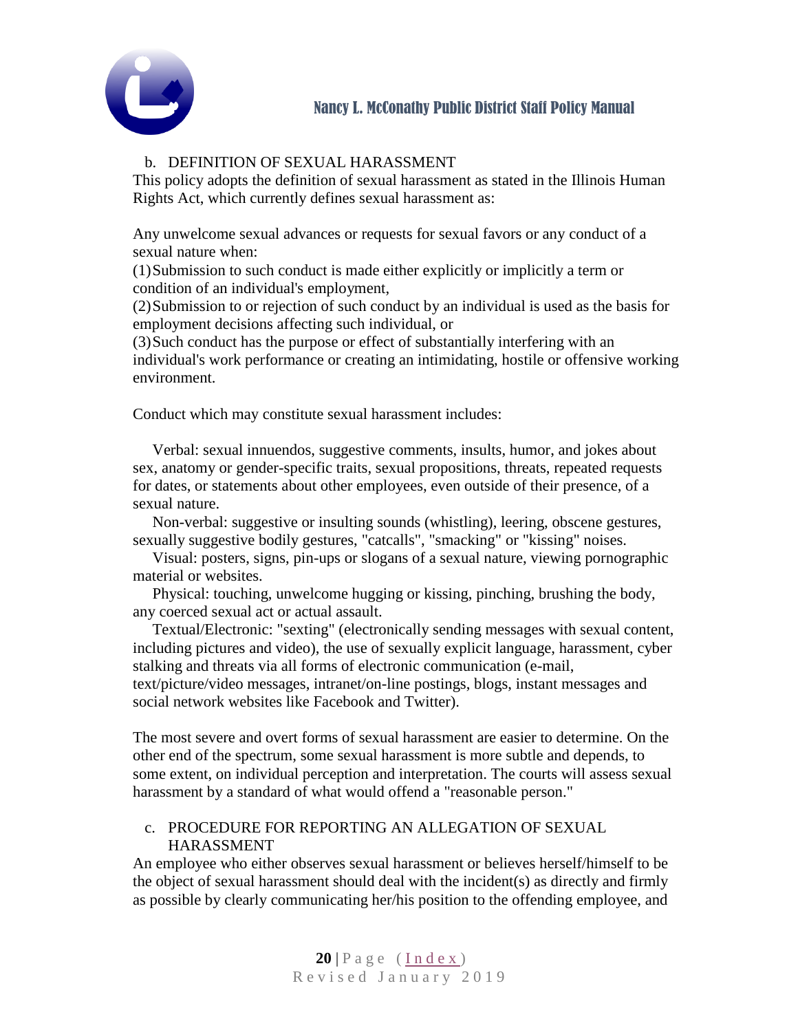b. DEFINITION OF SEXUAL HARASSMENT

This policy adopts the definition of sexual harassment as stated in the Illinois Human Rights Act, which currently defines sexual harassment as:

Any unwelcome sexual advances or requests for sexual favors or any conduct of a sexual nature when:

(1) Submission to such conduct is made either explicitly or implicitly a term or condition of an individual's employment,

(2) Submission to or rejection of such conduct by an individual is used as the basis for employment decisions affecting such individual, or

(3) Such conduct has the purpose or effect of substantially interfering with an individual's work performance or creating an intimidating, hostile or offensive working environment.

Conduct which may constitute sexual harassment includes:

Verbal: sexual innuendos, suggestive comments, insults, humor, and jokes about sex, anatomy or gender-specific traits, sexual propositions, threats, repeated requests for dates, or statements about other employees, even outside of their presence, of a sexual nature.

Non-verbal: suggestive or insulting sounds (whistling), leering, obscene gestures, sexually suggestive bodily gestures, "catcalls", "smacking" or "kissing" noises.

Visual: posters, signs, pin-ups or slogans of a sexual nature, viewing pornographic material or websites.

Physical: touching, unwelcome hugging or kissing, pinching, brushing the body, any coerced sexual act or actual assault.

Textual/Electronic: "sexting" (electronically sending messages with sexual content, including pictures and video), the use of sexually explicit language, harassment, cyber stalking and threats via all forms of electronic communication (e-mail, text/picture/video messages, intranet/on-line postings, blogs, instant messages and social network websites like Facebook and Twitter).

The most severe and overt forms of sexual harassment are easier to determine. On the other end of the spectrum, some sexual harassment is more subtle and depends, to some extent, on individual perception and interpretation. The courts will assess sexual harassment by a standard of what would offend a "reasonable person."

c. PROCEDURE FOR REPORTING AN ALLEGATION OF SEXUAL HARASSMENT

An employee who either observes sexual harassment or believes herself/himself to be the object of sexual harassment should deal with the incident(s) as directly and firmly as possible by clearly communicating her/his position to the offending employee, and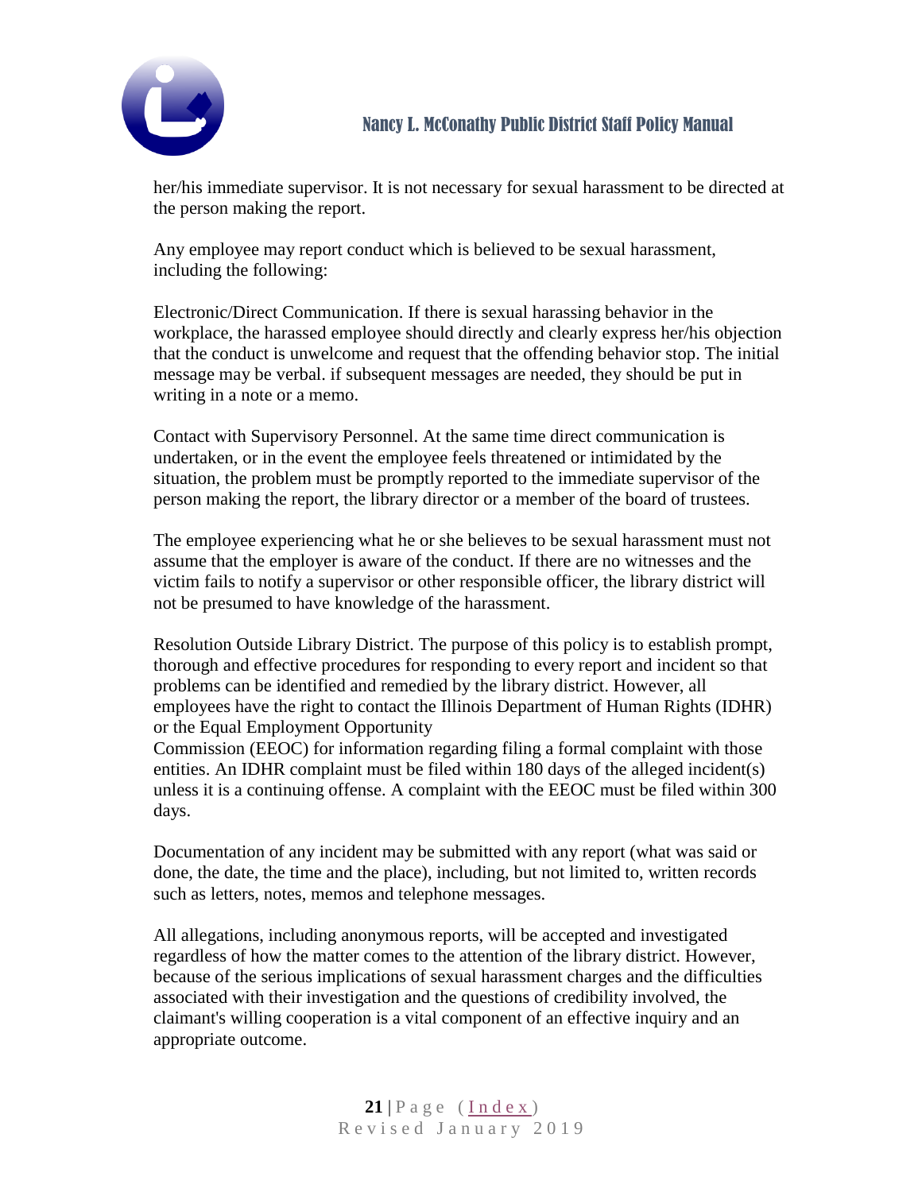her/his immediate supervisor. It is not necessary for sexual harassment to be directed at the person making the report.

Any employee may report conduct which is believed to be sexual harassment, including the following:

Electronic/Direct Communication. If there is sexual harassing behavior in the workplace, the harassed employee should directly and clearly express her/his objection that the conduct is unwelcome and request that the offending behavior stop. The initial message may be verbal. if subsequent messages are needed, they should be put in writing in a note or a memo.

Contact with Supervisory Personnel. At the same time direct communication is undertaken, or in the event the employee feels threatened or intimidated by the situation, the problem must be promptly reported to the immediate supervisor of the person making the report, the library director or a member of the board of trustees.

The employee experiencing what he or she believes to be sexual harassment must not assume that the employer is aware of the conduct. If there are no witnesses and the victim fails to notify a supervisor or other responsible officer, the library district will not be presumed to have knowledge of the harassment.

Resolution Outside Library District. The purpose of this policy is to establish prompt, thorough and effective procedures for responding to every report and incident so that problems can be identified and remedied by the library district. However, all employees have the right to contact the Illinois Department of Human Rights (IDHR) or the Equal Employment Opportunity Commission (EEOC) for information regarding filing a formal complaint with those entities. An IDHR complaint must be filed within 180 days of the alleged incident(s) unless it is a continuing offense. A complaint with the EEOC must be filed within 300 days.

Documentation of any incident may be submitted with any report (what was said or done, the date, the time and the place), including, but not limited to, written records such as letters, notes, memos and telephone messages.

All allegations, including anonymous reports, will be accepted and investigated regardless of how the matter comes to the attention of the library district. However, because of the serious implications of sexual harassment charges and the difficulties associated with their investigation and the questions of credibility involved, the claimant's willing cooperation is a vital component of an effective inquiry and an appropriate outcome.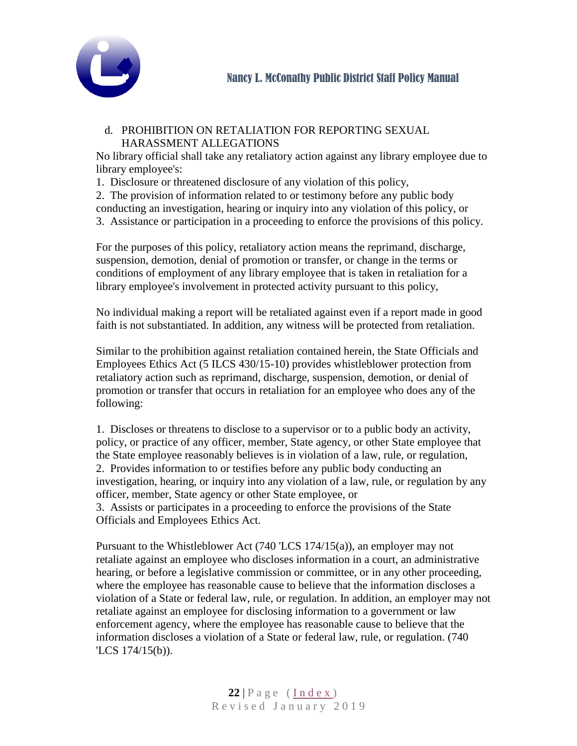d. PROHIBITION ON RETALIATION FOR REPORTING SEXUAL HARASSMENT ALLEGATIONS

No library official shall take any retaliatory action against any library employee due to library employee's:

1. Disclosure or threatened disclosure of any violation of this policy,
2. The provision of information related to or testimony before any public body conducting an investigation, hearing or inquiry into any violation of this policy, or
3. Assistance or participation in a proceeding to enforce the provisions of this policy.

For the purposes of this policy, retaliatory action means the reprimand, discharge, suspension, demotion, denial of promotion or transfer, or change in the terms or conditions of employment of any library employee that is taken in retaliation for a library employee's involvement in protected activity pursuant to this policy,

No individual making a report will be retaliated against even if a report made in good faith is not substantiated. In addition, any witness will be protected from retaliation.

Similar to the prohibition against retaliation contained herein, the State Officials and Employees Ethics Act (5 ILCS 430/15-10) provides whistleblower protection from retaliatory action such as reprimand, discharge, suspension, demotion, or denial of promotion or transfer that occurs in retaliation for an employee who does any of the following:

1. Discloses or threatens to disclose to a supervisor or to a public body an activity, policy, or practice of any officer, member, State agency, or other State employee that the State employee reasonably believes is in violation of a law, rule, or regulation,
2. Provides information to or testifies before any public body conducting an investigation, hearing, or inquiry into any violation of a law, rule, or regulation by any officer, member, State agency or other State employee, or
3. Assists or participates in a proceeding to enforce the provisions of the State Officials and Employees Ethics Act.

Pursuant to the Whistleblower Act (740 'LCS 174/15(a)), an employer may not retaliate against an employee who discloses information in a court, an administrative hearing, or before a legislative commission or committee, or in any other proceeding, where the employee has reasonable cause to believe that the information discloses a violation of a State or federal law, rule, or regulation. In addition, an employer may not retaliate against an employee for disclosing information to a government or law enforcement agency, where the employee has reasonable cause to believe that the information discloses a violation of a State or federal law, rule, or regulation. (740 'LCS 174/15(b)).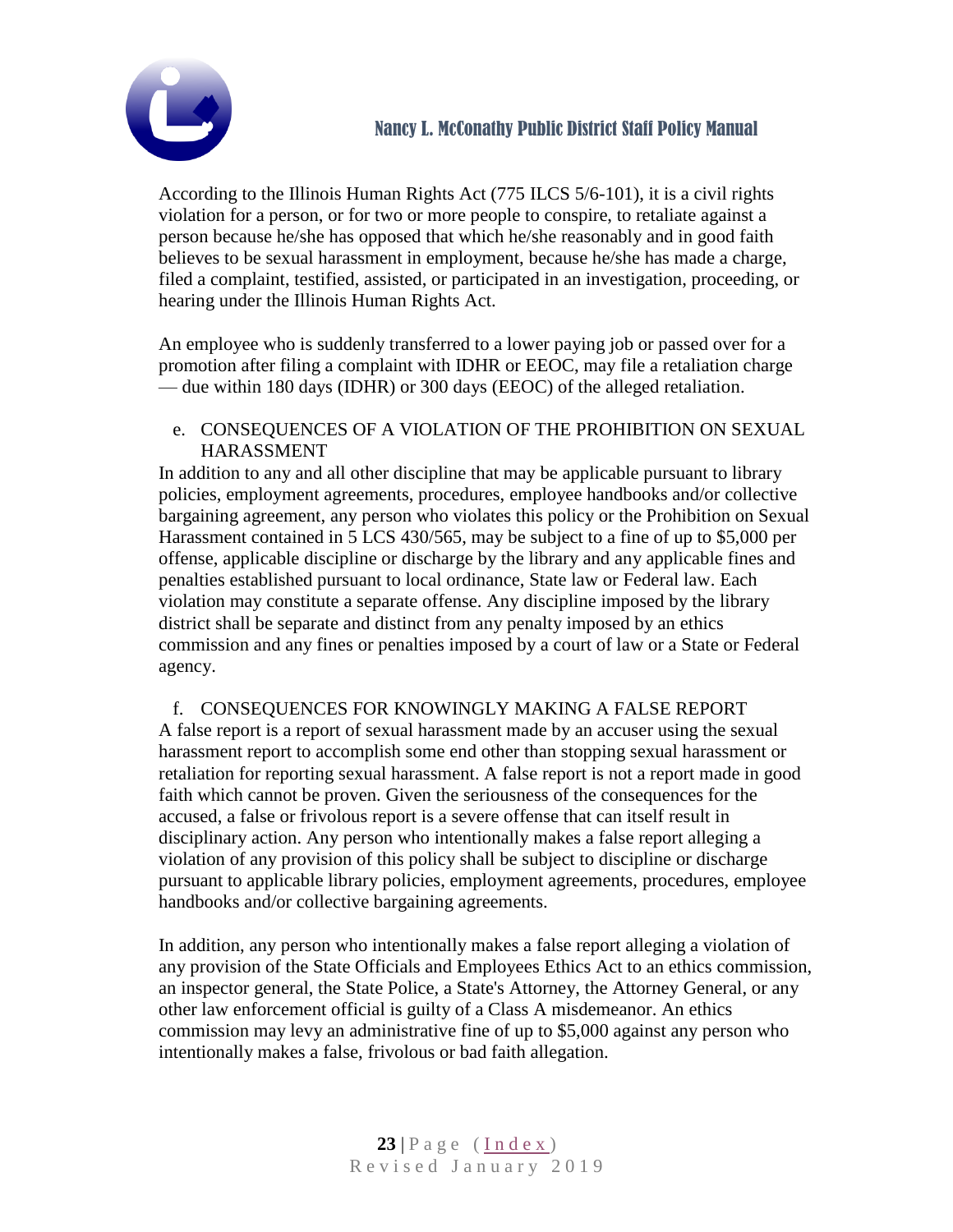According to the Illinois Human Rights Act (775 ILCS 5/6-101), it is a civil rights violation for a person, or for two or more people to conspire, to retaliate against a person because he/she has opposed that which he/she reasonably and in good faith believes to be sexual harassment in employment, because he/she has made a charge, filed a complaint, testified, assisted, or participated in an investigation, proceeding, or hearing under the Illinois Human Rights Act.

An employee who is suddenly transferred to a lower paying job or passed over for a promotion after filing a complaint with IDHR or EEOC, may file a retaliation charge — due within 180 days (IDHR) or 300 days (EEOC) of the alleged retaliation.

e. CONSEQUENCES OF A VIOLATION OF THE PROHIBITION ON SEXUAL HARASSMENT

In addition to any and all other discipline that may be applicable pursuant to library policies, employment agreements, procedures, employee handbooks and/or collective bargaining agreement, any person who violates this policy or the Prohibition on Sexual Harassment contained in 5 LCS 430/565, may be subject to a fine of up to $5,000 per offense, applicable discipline or discharge by the library and any applicable fines and penalties established pursuant to local ordinance, State law or Federal law. Each violation may constitute a separate offense. Any discipline imposed by the library district shall be separate and distinct from any penalty imposed by an ethics commission and any fines or penalties imposed by a court of law or a State or Federal agency.

f. CONSEQUENCES FOR KNOWINGLY MAKING A FALSE REPORT

A false report is a report of sexual harassment made by an accuser using the sexual harassment report to accomplish some end other than stopping sexual harassment or retaliation for reporting sexual harassment. A false report is not a report made in good faith which cannot be proven. Given the seriousness of the consequences for the accused, a false or frivolous report is a severe offense that can itself result in disciplinary action. Any person who intentionally makes a false report alleging a violation of any provision of this policy shall be subject to discipline or discharge pursuant to applicable library policies, employment agreements, procedures, employee handbooks and/or collective bargaining agreements.

In addition, any person who intentionally makes a false report alleging a violation of any provision of the State Officials and Employees Ethics Act to an ethics commission, an inspector general, the State Police, a State's Attorney, the Attorney General, or any other law enforcement official is guilty of a Class A misdemeanor. An ethics commission may levy an administrative fine of up to $5,000 against any person who intentionally makes a false, frivolous or bad faith allegation.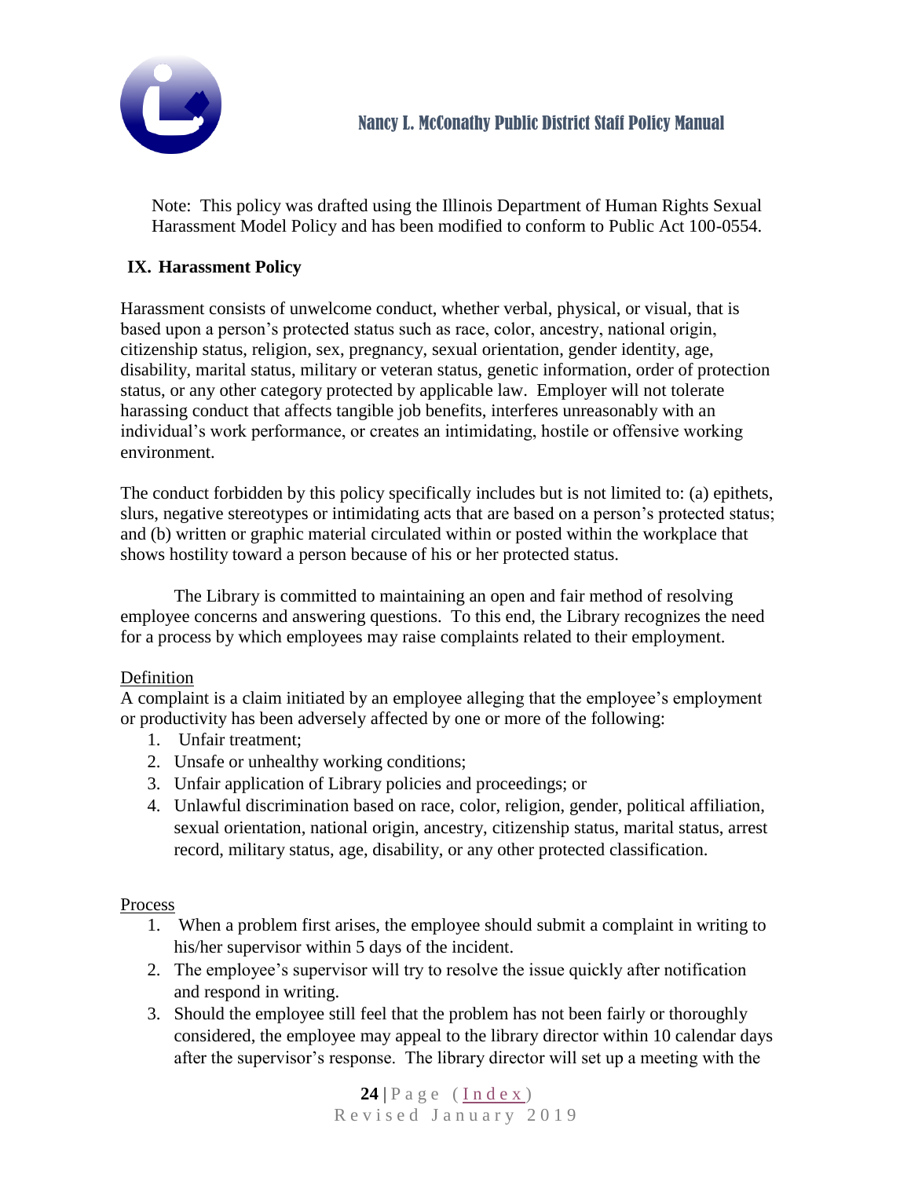Note: This policy was drafted using the Illinois Department of Human Rights Sexual Harassment Model Policy and has been modified to conform to Public Act 100-0554.

## IX. Harassment Policy

Harassment consists of unwelcome conduct, whether verbal, physical, or visual, that is based upon a person's protected status such as race, color, ancestry, national origin, citizenship status, religion, sex, pregnancy, sexual orientation, gender identity, age, disability, marital status, military or veteran status, genetic information, order of protection status, or any other category protected by applicable law. Employer will not tolerate harassing conduct that affects tangible job benefits, interferes unreasonably with an individual's work performance, or creates an intimidating, hostile or offensive working environment.

The conduct forbidden by this policy specifically includes but is not limited to: (a) epithets, slurs, negative stereotypes or intimidating acts that are based on a person's protected status; and (b) written or graphic material circulated within or posted within the workplace that shows hostility toward a person because of his or her protected status.

The Library is committed to maintaining an open and fair method of resolving employee concerns and answering questions. To this end, the Library recognizes the need for a process by which employees may raise complaints related to their employment.

Definition

A complaint is a claim initiated by an employee alleging that the employee's employment or productivity has been adversely affected by one or more of the following:

1. Unfair treatment;
2. Unsafe or unhealthy working conditions;
3. Unfair application of Library policies and proceedings; or
4. Unlawful discrimination based on race, color, religion, gender, political affiliation, sexual orientation, national origin, ancestry, citizenship status, marital status, arrest record, military status, age, disability, or any other protected classification.

Process

1. When a problem first arises, the employee should submit a complaint in writing to his/her supervisor within 5 days of the incident.
2. The employee's supervisor will try to resolve the issue quickly after notification and respond in writing.
3. Should the employee still feel that the problem has not been fairly or thoroughly considered, the employee may appeal to the library director within 10 calendar days after the supervisor's response. The library director will set up a meeting with the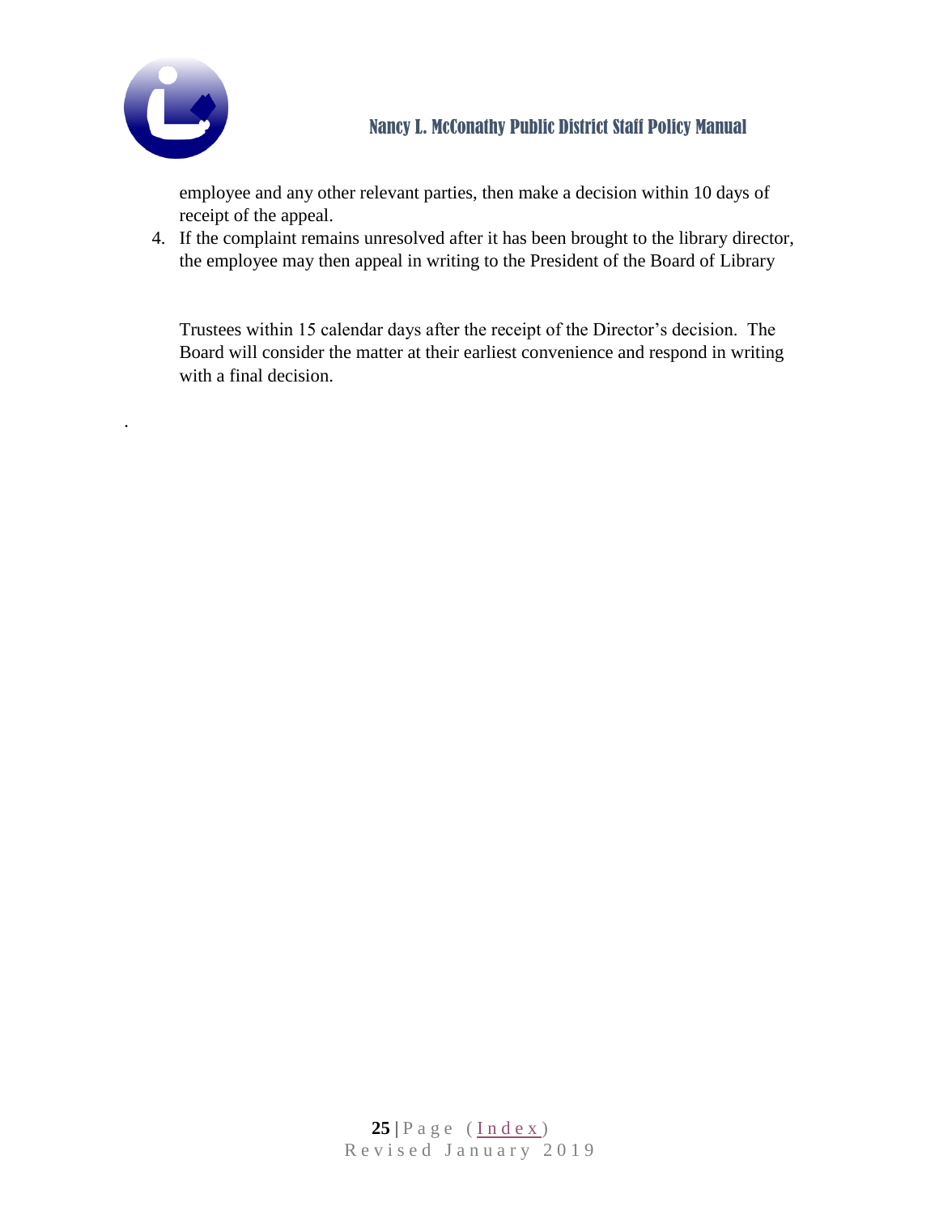employee and any other relevant parties, then make a decision within 10 days of receipt of the appeal.

4. If the complaint remains unresolved after it has been brought to the library director, the employee may then appeal in writing to the President of the Board of Library Trustees within 15 calendar days after the receipt of the Director's decision. The Board will consider the matter at their earliest convenience and respond in writing with a final decision.

.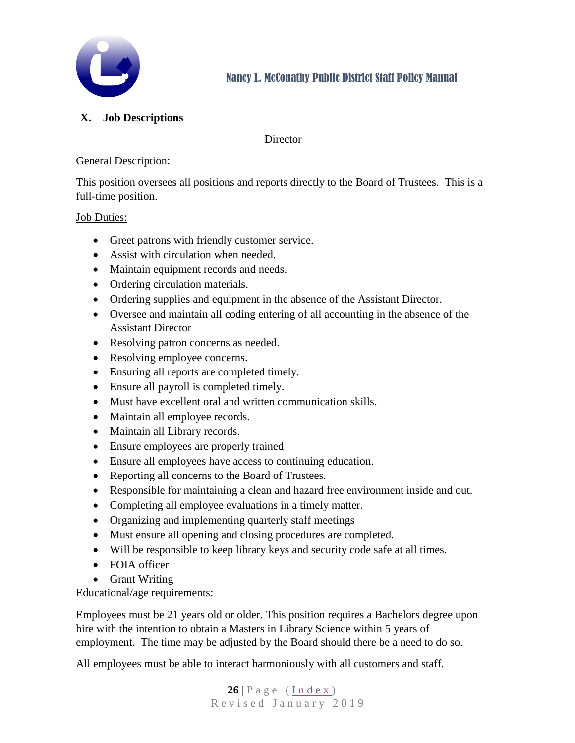## X. Job Descriptions

Director

General Description:

This position oversees all positions and reports directly to the Board of Trustees. This is a full-time position.

Job Duties:

- Greet patrons with friendly customer service.
- Assist with circulation when needed.
- Maintain equipment records and needs.
- Ordering circulation materials.
- Ordering supplies and equipment in the absence of the Assistant Director.
- Oversee and maintain all coding entering of all accounting in the absence of the Assistant Director
- Resolving patron concerns as needed.
- Resolving employee concerns.
- Ensuring all reports are completed timely.
- Ensure all payroll is completed timely.
- Must have excellent oral and written communication skills.
- Maintain all employee records.
- Maintain all Library records.
- Ensure employees are properly trained
- Ensure all employees have access to continuing education.
- Reporting all concerns to the Board of Trustees.
- Responsible for maintaining a clean and hazard free environment inside and out.
- Completing all employee evaluations in a timely matter.
- Organizing and implementing quarterly staff meetings
- Must ensure all opening and closing procedures are completed.
- Will be responsible to keep library keys and security code safe at all times.
- FOIA officer
- Grant Writing

Educational/age requirements:

Employees must be 21 years old or older. This position requires a Bachelors degree upon hire with the intention to obtain a Masters in Library Science within 5 years of employment. The time may be adjusted by the Board should there be a need to do so.

All employees must be able to interact harmoniously with all customers and staff.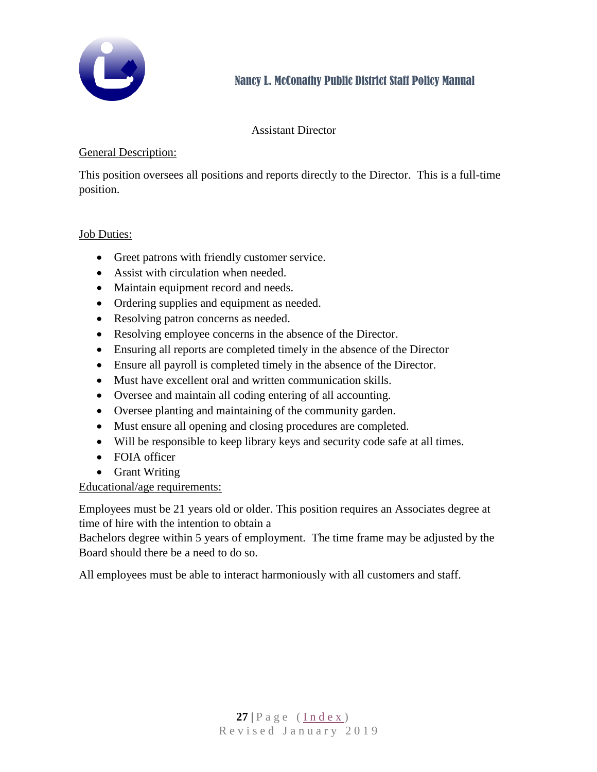## Assistant Director

General Description:

This position oversees all positions and reports directly to the Director. This is a full-time position.

Job Duties:

- Greet patrons with friendly customer service.
- Assist with circulation when needed.
- Maintain equipment record and needs.
- Ordering supplies and equipment as needed.
- Resolving patron concerns as needed.
- Resolving employee concerns in the absence of the Director.
- Ensuring all reports are completed timely in the absence of the Director
- Ensure all payroll is completed timely in the absence of the Director.
- Must have excellent oral and written communication skills.
- Oversee and maintain all coding entering of all accounting.
- Oversee planting and maintaining of the community garden.
- Must ensure all opening and closing procedures are completed.
- Will be responsible to keep library keys and security code safe at all times.
- FOIA officer
- Grant Writing

Educational/age requirements:

Employees must be 21 years old or older. This position requires an Associates degree at time of hire with the intention to obtain a Bachelors degree within 5 years of employment. The time frame may be adjusted by the Board should there be a need to do so.

All employees must be able to interact harmoniously with all customers and staff.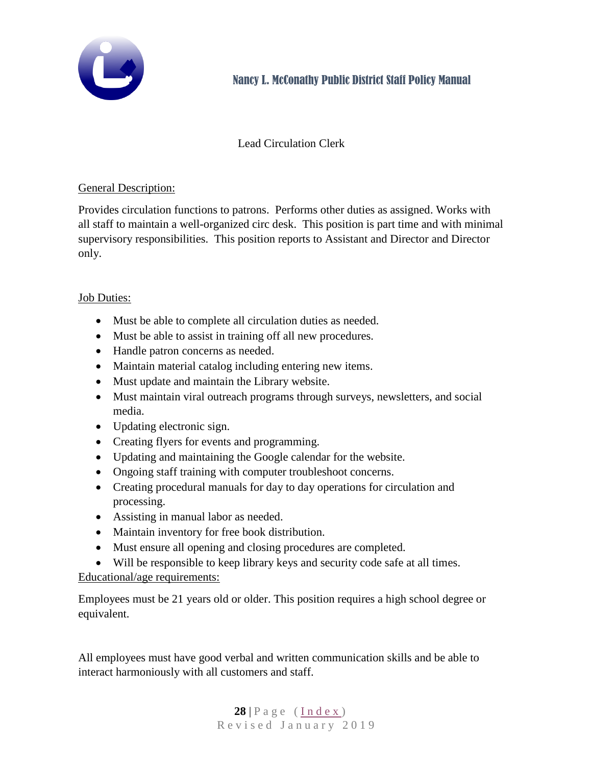# Lead Circulation Clerk

General Description:

Provides circulation functions to patrons. Performs other duties as assigned. Works with all staff to maintain a well-organized circ desk. This position is part time and with minimal supervisory responsibilities. This position reports to Assistant and Director and Director only.

Job Duties:

- Must be able to complete all circulation duties as needed.
- Must be able to assist in training off all new procedures.
- Handle patron concerns as needed.
- Maintain material catalog including entering new items.
- Must update and maintain the Library website.
- Must maintain viral outreach programs through surveys, newsletters, and social media.
- Updating electronic sign.
- Creating flyers for events and programming.
- Updating and maintaining the Google calendar for the website.
- Ongoing staff training with computer troubleshoot concerns.
- Creating procedural manuals for day to day operations for circulation and processing.
- Assisting in manual labor as needed.
- Maintain inventory for free book distribution.
- Must ensure all opening and closing procedures are completed.
- Will be responsible to keep library keys and security code safe at all times.

Educational/age requirements:

Employees must be 21 years old or older. This position requires a high school degree or equivalent.

All employees must have good verbal and written communication skills and be able to interact harmoniously with all customers and staff.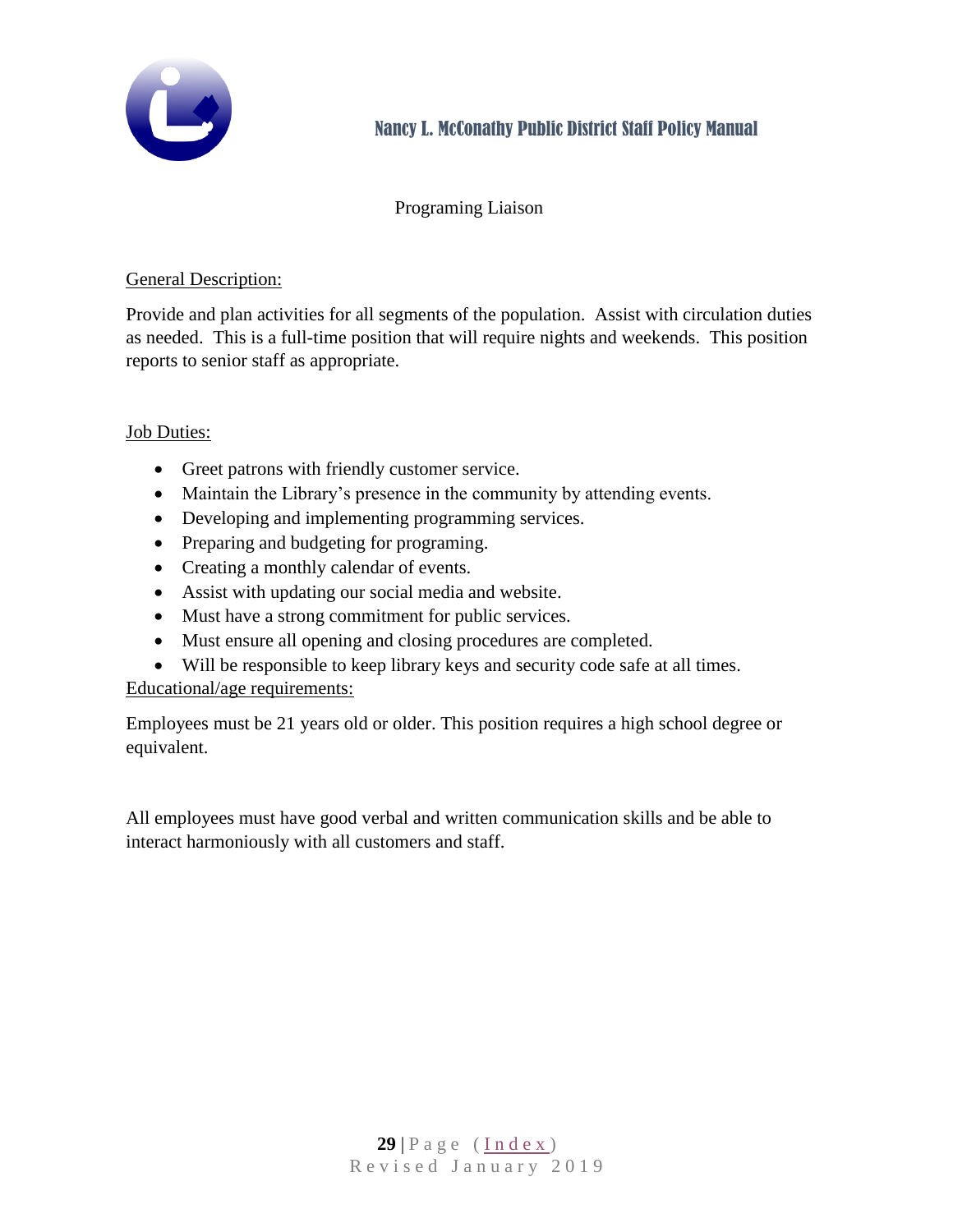# Programing Liaison

General Description:

Provide and plan activities for all segments of the population. Assist with circulation duties as needed. This is a full-time position that will require nights and weekends. This position reports to senior staff as appropriate.

Job Duties:

- Greet patrons with friendly customer service.
- Maintain the Library's presence in the community by attending events.
- Developing and implementing programming services.
- Preparing and budgeting for programing.
- Creating a monthly calendar of events.
- Assist with updating our social media and website.
- Must have a strong commitment for public services.
- Must ensure all opening and closing procedures are completed.
- Will be responsible to keep library keys and security code safe at all times.

Educational/age requirements:

Employees must be 21 years old or older. This position requires a high school degree or equivalent.

All employees must have good verbal and written communication skills and be able to interact harmoniously with all customers and staff.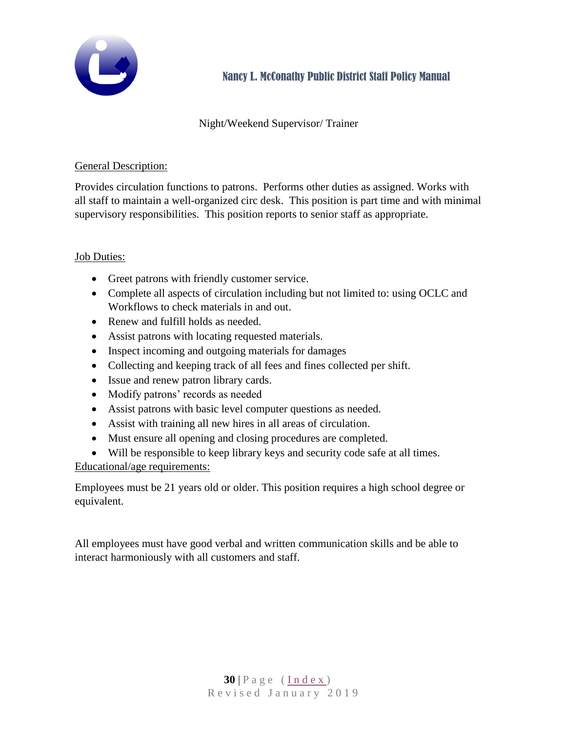## Night/Weekend Supervisor/ Trainer

General Description:

Provides circulation functions to patrons. Performs other duties as assigned. Works with all staff to maintain a well-organized circ desk. This position is part time and with minimal supervisory responsibilities. This position reports to senior staff as appropriate.

Job Duties:

- Greet patrons with friendly customer service.
- Complete all aspects of circulation including but not limited to: using OCLC and Workflows to check materials in and out.
- Renew and fulfill holds as needed.
- Assist patrons with locating requested materials.
- Inspect incoming and outgoing materials for damages
- Collecting and keeping track of all fees and fines collected per shift.
- Issue and renew patron library cards.
- Modify patrons' records as needed
- Assist patrons with basic level computer questions as needed.
- Assist with training all new hires in all areas of circulation.
- Must ensure all opening and closing procedures are completed.
- Will be responsible to keep library keys and security code safe at all times.

Educational/age requirements:

Employees must be 21 years old or older. This position requires a high school degree or equivalent.

All employees must have good verbal and written communication skills and be able to interact harmoniously with all customers and staff.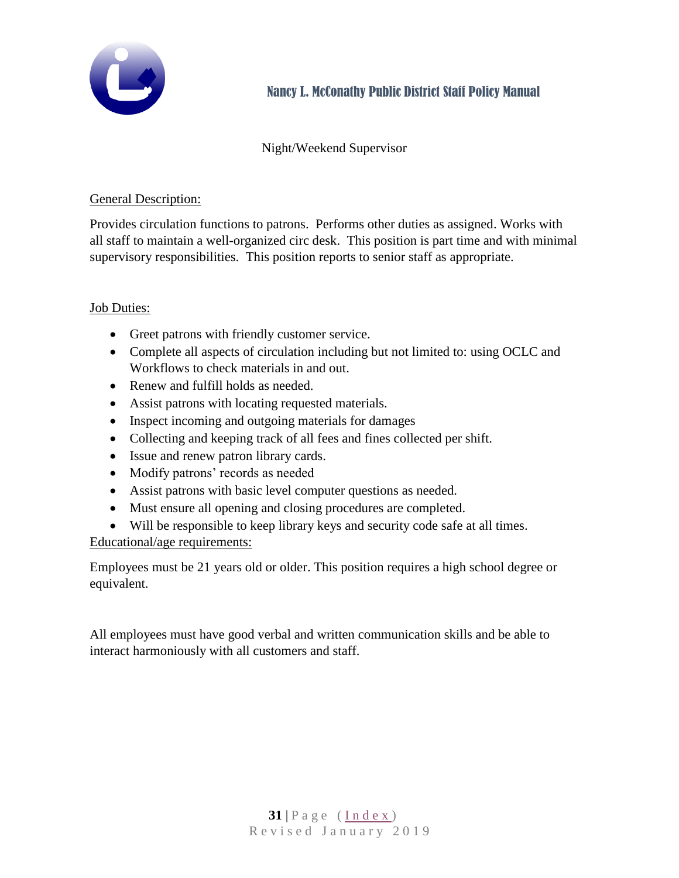## Night/Weekend Supervisor

General Description:

Provides circulation functions to patrons. Performs other duties as assigned. Works with all staff to maintain a well-organized circ desk. This position is part time and with minimal supervisory responsibilities. This position reports to senior staff as appropriate.

Job Duties:

- Greet patrons with friendly customer service.
- Complete all aspects of circulation including but not limited to: using OCLC and Workflows to check materials in and out.
- Renew and fulfill holds as needed.
- Assist patrons with locating requested materials.
- Inspect incoming and outgoing materials for damages
- Collecting and keeping track of all fees and fines collected per shift.
- Issue and renew patron library cards.
- Modify patrons' records as needed
- Assist patrons with basic level computer questions as needed.
- Must ensure all opening and closing procedures are completed.
- Will be responsible to keep library keys and security code safe at all times.

Educational/age requirements:

Employees must be 21 years old or older. This position requires a high school degree or equivalent.

All employees must have good verbal and written communication skills and be able to interact harmoniously with all customers and staff.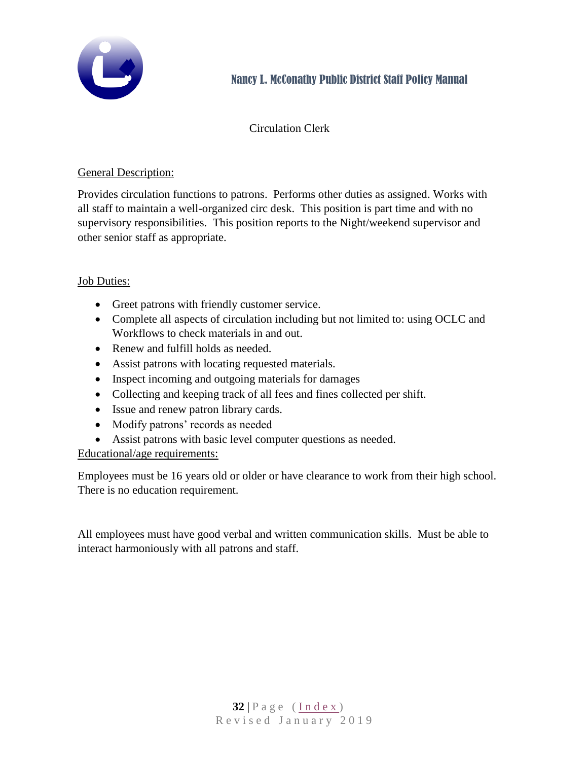# Circulation Clerk

General Description:

Provides circulation functions to patrons. Performs other duties as assigned. Works with all staff to maintain a well-organized circ desk. This position is part time and with no supervisory responsibilities. This position reports to the Night/weekend supervisor and other senior staff as appropriate.

Job Duties:

- Greet patrons with friendly customer service.
- Complete all aspects of circulation including but not limited to: using OCLC and Workflows to check materials in and out.
- Renew and fulfill holds as needed.
- Assist patrons with locating requested materials.
- Inspect incoming and outgoing materials for damages
- Collecting and keeping track of all fees and fines collected per shift.
- Issue and renew patron library cards.
- Modify patrons' records as needed
- Assist patrons with basic level computer questions as needed.

Educational/age requirements:

Employees must be 16 years old or older or have clearance to work from their high school. There is no education requirement.

All employees must have good verbal and written communication skills. Must be able to interact harmoniously with all patrons and staff.